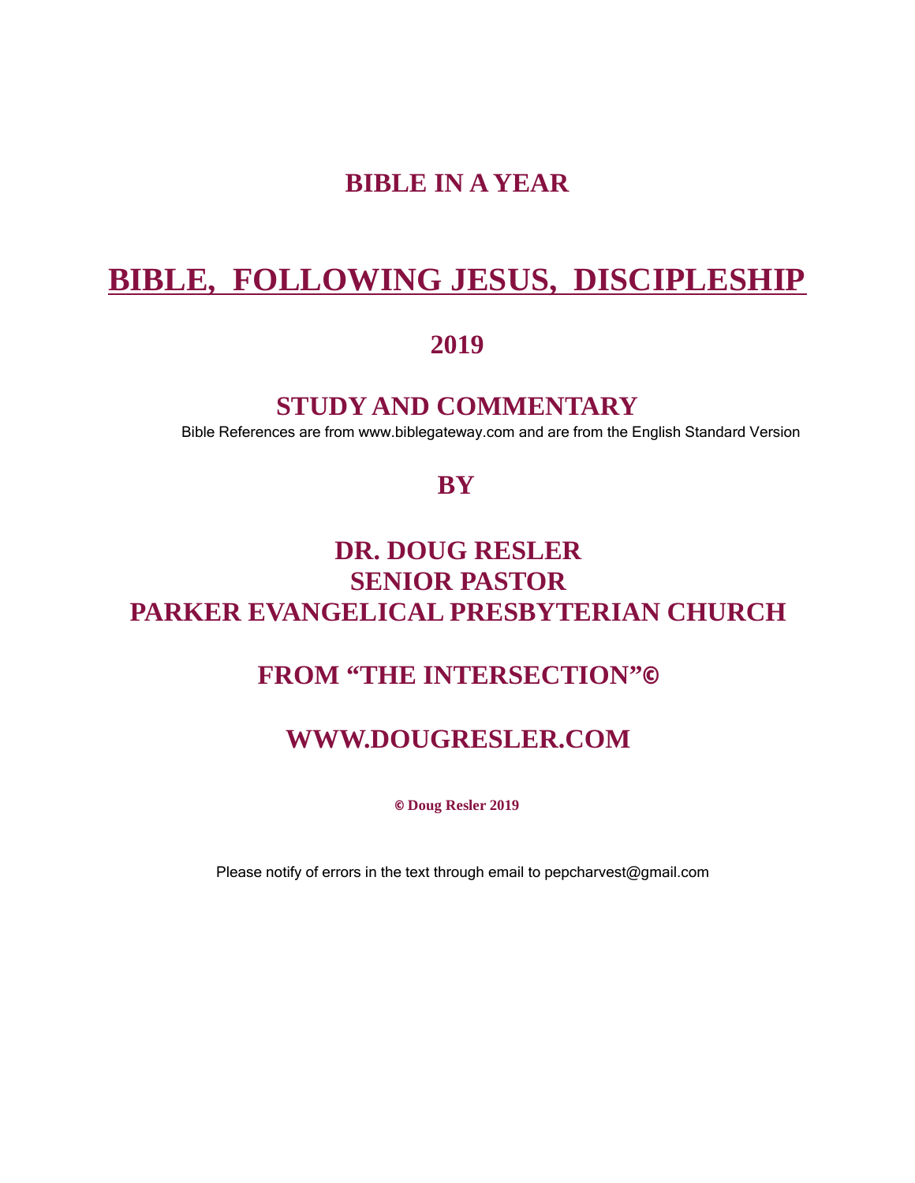# BIBLE IN A YEAR

# <u>BIBLE, FOLLOWING JESUS, DISCIPLESHIP</u>

## 2019

## STUDY AND COMMENTARY

Bible References are from www.biblegateway.com and are from the English Standard Version

## BY

## DR. DOUG RESLER
## SENIOR PASTOR
## PARKER EVANGELICAL PRESBYTERIAN CHURCH

## FROM "THE INTERSECTION"©

## WWW.DOUGRESLER.COM

**© Doug Resler 2019**

Please notify of errors in the text through email to pepcharvest@gmail.com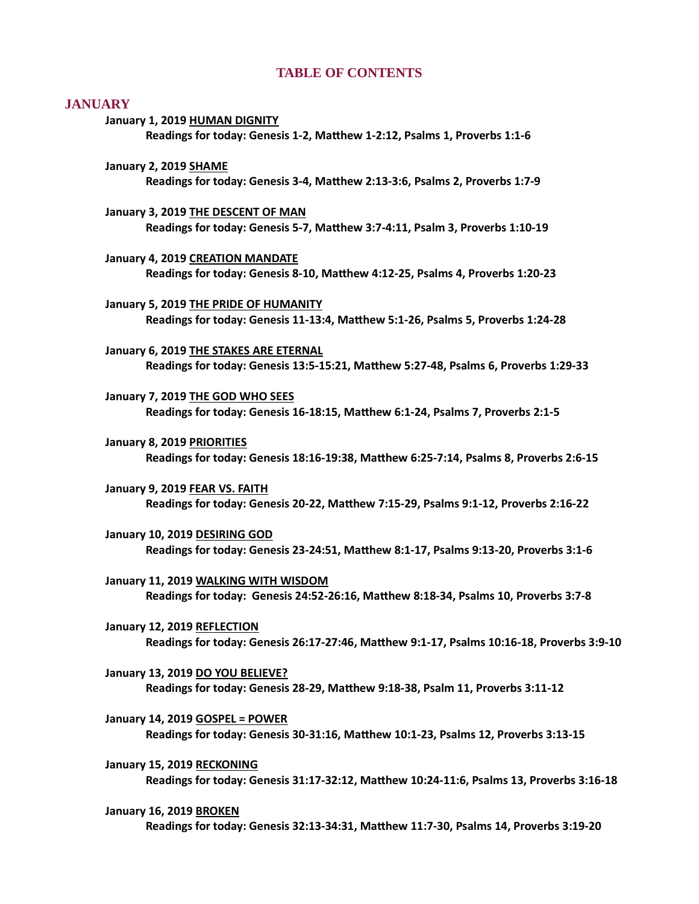# TABLE OF CONTENTS

## JANUARY

**January 1, 2019 HUMAN DIGNITY**
**Readings for today: Genesis 1-2, Matthew 1-2:12, Psalms 1, Proverbs 1:1-6**

**January 2, 2019 SHAME**
**Readings for today: Genesis 3-4, Matthew 2:13-3:6, Psalms 2, Proverbs 1:7-9**

**January 3, 2019 THE DESCENT OF MAN**
**Readings for today: Genesis 5-7, Matthew 3:7-4:11, Psalm 3, Proverbs 1:10-19**

**January 4, 2019 CREATION MANDATE**
**Readings for today: Genesis 8-10, Matthew 4:12-25, Psalms 4, Proverbs 1:20-23**

**January 5, 2019 THE PRIDE OF HUMANITY**
**Readings for today: Genesis 11-13:4, Matthew 5:1-26, Psalms 5, Proverbs 1:24-28**

**January 6, 2019 THE STAKES ARE ETERNAL**
**Readings for today: Genesis 13:5-15:21, Matthew 5:27-48, Psalms 6, Proverbs 1:29-33**

**January 7, 2019 THE GOD WHO SEES**
**Readings for today: Genesis 16-18:15, Matthew 6:1-24, Psalms 7, Proverbs 2:1-5**

**January 8, 2019 PRIORITIES**
**Readings for today: Genesis 18:16-19:38, Matthew 6:25-7:14, Psalms 8, Proverbs 2:6-15**

**January 9, 2019 FEAR VS. FAITH**
**Readings for today: Genesis 20-22, Matthew 7:15-29, Psalms 9:1-12, Proverbs 2:16-22**

**January 10, 2019 DESIRING GOD**
**Readings for today: Genesis 23-24:51, Matthew 8:1-17, Psalms 9:13-20, Proverbs 3:1-6**

**January 11, 2019 WALKING WITH WISDOM**
**Readings for today: Genesis 24:52-26:16, Matthew 8:18-34, Psalms 10, Proverbs 3:7-8**

**January 12, 2019 REFLECTION**
**Readings for today: Genesis 26:17-27:46, Matthew 9:1-17, Psalms 10:16-18, Proverbs 3:9-10**

**January 13, 2019 DO YOU BELIEVE?**
**Readings for today: Genesis 28-29, Matthew 9:18-38, Psalm 11, Proverbs 3:11-12**

**January 14, 2019 GOSPEL = POWER**
**Readings for today: Genesis 30-31:16, Matthew 10:1-23, Psalms 12, Proverbs 3:13-15**

**January 15, 2019 RECKONING**
**Readings for today: Genesis 31:17-32:12, Matthew 10:24-11:6, Psalms 13, Proverbs 3:16-18**

**January 16, 2019 BROKEN**
**Readings for today: Genesis 32:13-34:31, Matthew 11:7-30, Psalms 14, Proverbs 3:19-20**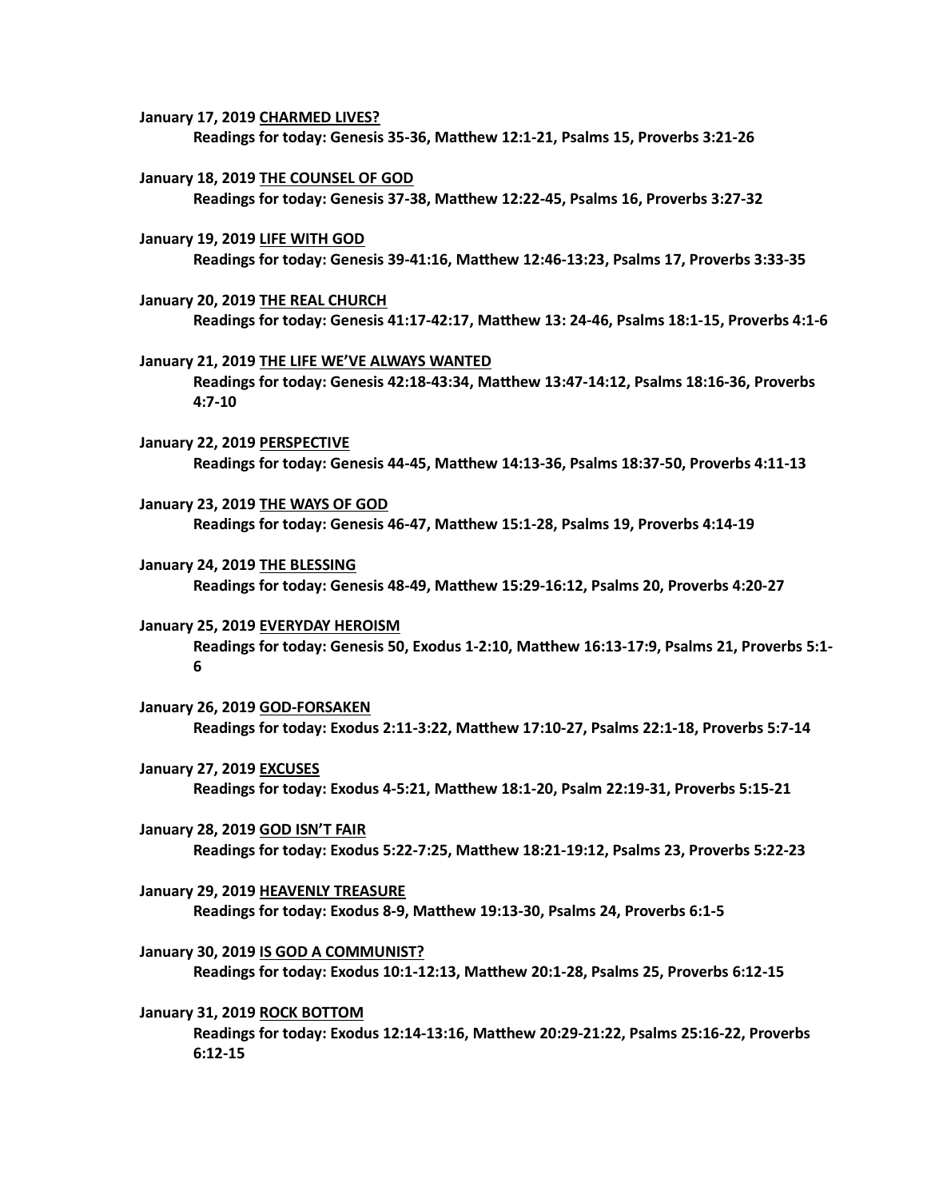**January 17, 2019 CHARMED LIVES?**

**Readings for today: Genesis 35-36, Matthew 12:1-21, Psalms 15, Proverbs 3:21-26**

**January 18, 2019 THE COUNSEL OF GOD**

**Readings for today: Genesis 37-38, Matthew 12:22-45, Psalms 16, Proverbs 3:27-32**

**January 19, 2019 LIFE WITH GOD**

**Readings for today: Genesis 39-41:16, Matthew 12:46-13:23, Psalms 17, Proverbs 3:33-35**

**January 20, 2019 THE REAL CHURCH**

**Readings for today: Genesis 41:17-42:17, Matthew 13: 24-46, Psalms 18:1-15, Proverbs 4:1-6**

**January 21, 2019 THE LIFE WE'VE ALWAYS WANTED**

**Readings for today: Genesis 42:18-43:34, Matthew 13:47-14:12, Psalms 18:16-36, Proverbs 4:7-10**

**January 22, 2019 PERSPECTIVE**

**Readings for today: Genesis 44-45, Matthew 14:13-36, Psalms 18:37-50, Proverbs 4:11-13**

**January 23, 2019 THE WAYS OF GOD**

**Readings for today: Genesis 46-47, Matthew 15:1-28, Psalms 19, Proverbs 4:14-19**

**January 24, 2019 THE BLESSING**

**Readings for today: Genesis 48-49, Matthew 15:29-16:12, Psalms 20, Proverbs 4:20-27**

**January 25, 2019 EVERYDAY HEROISM**

**Readings for today: Genesis 50, Exodus 1-2:10, Matthew 16:13-17:9, Psalms 21, Proverbs 5:1-6**

**January 26, 2019 GOD-FORSAKEN**

**Readings for today: Exodus 2:11-3:22, Matthew 17:10-27, Psalms 22:1-18, Proverbs 5:7-14**

**January 27, 2019 EXCUSES**

**Readings for today: Exodus 4-5:21, Matthew 18:1-20, Psalm 22:19-31, Proverbs 5:15-21**

**January 28, 2019 GOD ISN'T FAIR**

**Readings for today: Exodus 5:22-7:25, Matthew 18:21-19:12, Psalms 23, Proverbs 5:22-23**

**January 29, 2019 HEAVENLY TREASURE**

**Readings for today: Exodus 8-9, Matthew 19:13-30, Psalms 24, Proverbs 6:1-5**

**January 30, 2019 IS GOD A COMMUNIST?**

**Readings for today: Exodus 10:1-12:13, Matthew 20:1-28, Psalms 25, Proverbs 6:12-15**

**January 31, 2019 ROCK BOTTOM**

**Readings for today: Exodus 12:14-13:16, Matthew 20:29-21:22, Psalms 25:16-22, Proverbs 6:12-15**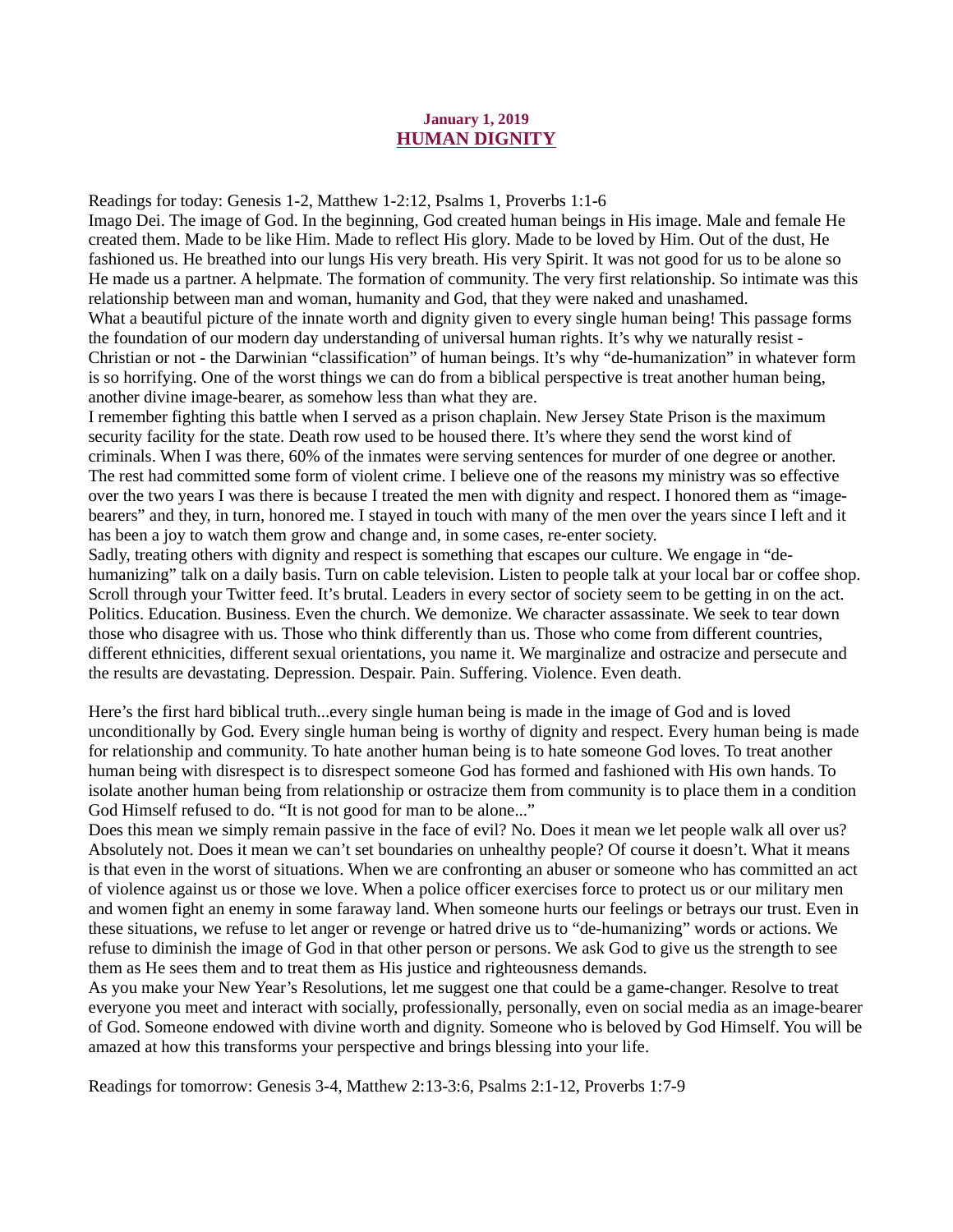**January 1, 2019**

# HUMAN DIGNITY

Readings for today: Genesis 1-2, Matthew 1-2:12, Psalms 1, Proverbs 1:1-6

Imago Dei. The image of God. In the beginning, God created human beings in His image. Male and female He created them. Made to be like Him. Made to reflect His glory. Made to be loved by Him. Out of the dust, He fashioned us. He breathed into our lungs His very breath. His very Spirit. It was not good for us to be alone so He made us a partner. A helpmate. The formation of community. The very first relationship. So intimate was this relationship between man and woman, humanity and God, that they were naked and unashamed.

What a beautiful picture of the innate worth and dignity given to every single human being! This passage forms the foundation of our modern day understanding of universal human rights. It's why we naturally resist - Christian or not - the Darwinian "classification" of human beings. It's why "de-humanization" in whatever form is so horrifying. One of the worst things we can do from a biblical perspective is treat another human being, another divine image-bearer, as somehow less than what they are.

I remember fighting this battle when I served as a prison chaplain. New Jersey State Prison is the maximum security facility for the state. Death row used to be housed there. It's where they send the worst kind of criminals. When I was there, 60% of the inmates were serving sentences for murder of one degree or another. The rest had committed some form of violent crime. I believe one of the reasons my ministry was so effective over the two years I was there is because I treated the men with dignity and respect. I honored them as "image-bearers" and they, in turn, honored me. I stayed in touch with many of the men over the years since I left and it has been a joy to watch them grow and change and, in some cases, re-enter society.

Sadly, treating others with dignity and respect is something that escapes our culture. We engage in "de-humanizing" talk on a daily basis. Turn on cable television. Listen to people talk at your local bar or coffee shop. Scroll through your Twitter feed. It's brutal. Leaders in every sector of society seem to be getting in on the act. Politics. Education. Business. Even the church. We demonize. We character assassinate. We seek to tear down those who disagree with us. Those who think differently than us. Those who come from different countries, different ethnicities, different sexual orientations, you name it. We marginalize and ostracize and persecute and the results are devastating. Depression. Despair. Pain. Suffering. Violence. Even death.

Here's the first hard biblical truth...every single human being is made in the image of God and is loved unconditionally by God. Every single human being is worthy of dignity and respect. Every human being is made for relationship and community. To hate another human being is to hate someone God loves. To treat another human being with disrespect is to disrespect someone God has formed and fashioned with His own hands. To isolate another human being from relationship or ostracize them from community is to place them in a condition God Himself refused to do. "It is not good for man to be alone..."

Does this mean we simply remain passive in the face of evil? No. Does it mean we let people walk all over us? Absolutely not. Does it mean we can't set boundaries on unhealthy people? Of course it doesn't. What it means is that even in the worst of situations. When we are confronting an abuser or someone who has committed an act of violence against us or those we love. When a police officer exercises force to protect us or our military men and women fight an enemy in some faraway land. When someone hurts our feelings or betrays our trust. Even in these situations, we refuse to let anger or revenge or hatred drive us to "de-humanizing" words or actions. We refuse to diminish the image of God in that other person or persons. We ask God to give us the strength to see them as He sees them and to treat them as His justice and righteousness demands.

As you make your New Year's Resolutions, let me suggest one that could be a game-changer. Resolve to treat everyone you meet and interact with socially, professionally, personally, even on social media as an image-bearer of God. Someone endowed with divine worth and dignity. Someone who is beloved by God Himself. You will be amazed at how this transforms your perspective and brings blessing into your life.

Readings for tomorrow: Genesis 3-4, Matthew 2:13-3:6, Psalms 2:1-12, Proverbs 1:7-9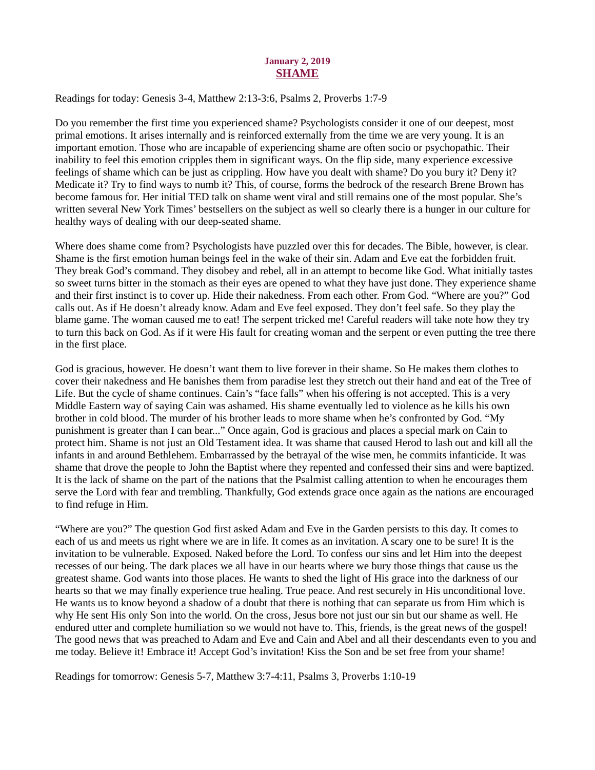**January 2, 2019**

# SHAME

Readings for today: Genesis 3-4, Matthew 2:13-3:6, Psalms 2, Proverbs 1:7-9

Do you remember the first time you experienced shame? Psychologists consider it one of our deepest, most primal emotions. It arises internally and is reinforced externally from the time we are very young. It is an important emotion. Those who are incapable of experiencing shame are often socio or psychopathic. Their inability to feel this emotion cripples them in significant ways. On the flip side, many experience excessive feelings of shame which can be just as crippling. How have you dealt with shame? Do you bury it? Deny it? Medicate it? Try to find ways to numb it? This, of course, forms the bedrock of the research Brene Brown has become famous for. Her initial TED talk on shame went viral and still remains one of the most popular. She's written several New York Times' bestsellers on the subject as well so clearly there is a hunger in our culture for healthy ways of dealing with our deep-seated shame.

Where does shame come from? Psychologists have puzzled over this for decades. The Bible, however, is clear. Shame is the first emotion human beings feel in the wake of their sin. Adam and Eve eat the forbidden fruit. They break God's command. They disobey and rebel, all in an attempt to become like God. What initially tastes so sweet turns bitter in the stomach as their eyes are opened to what they have just done. They experience shame and their first instinct is to cover up. Hide their nakedness. From each other. From God. "Where are you?" God calls out. As if He doesn't already know. Adam and Eve feel exposed. They don't feel safe. So they play the blame game. The woman caused me to eat! The serpent tricked me! Careful readers will take note how they try to turn this back on God. As if it were His fault for creating woman and the serpent or even putting the tree there in the first place.

God is gracious, however. He doesn't want them to live forever in their shame. So He makes them clothes to cover their nakedness and He banishes them from paradise lest they stretch out their hand and eat of the Tree of Life. But the cycle of shame continues. Cain's "face falls" when his offering is not accepted. This is a very Middle Eastern way of saying Cain was ashamed. His shame eventually led to violence as he kills his own brother in cold blood. The murder of his brother leads to more shame when he's confronted by God. "My punishment is greater than I can bear..." Once again, God is gracious and places a special mark on Cain to protect him. Shame is not just an Old Testament idea. It was shame that caused Herod to lash out and kill all the infants in and around Bethlehem. Embarrassed by the betrayal of the wise men, he commits infanticide. It was shame that drove the people to John the Baptist where they repented and confessed their sins and were baptized. It is the lack of shame on the part of the nations that the Psalmist calling attention to when he encourages them serve the Lord with fear and trembling. Thankfully, God extends grace once again as the nations are encouraged to find refuge in Him.

"Where are you?" The question God first asked Adam and Eve in the Garden persists to this day. It comes to each of us and meets us right where we are in life. It comes as an invitation. A scary one to be sure! It is the invitation to be vulnerable. Exposed. Naked before the Lord. To confess our sins and let Him into the deepest recesses of our being. The dark places we all have in our hearts where we bury those things that cause us the greatest shame. God wants into those places. He wants to shed the light of His grace into the darkness of our hearts so that we may finally experience true healing. True peace. And rest securely in His unconditional love. He wants us to know beyond a shadow of a doubt that there is nothing that can separate us from Him which is why He sent His only Son into the world. On the cross, Jesus bore not just our sin but our shame as well. He endured utter and complete humiliation so we would not have to. This, friends, is the great news of the gospel! The good news that was preached to Adam and Eve and Cain and Abel and all their descendants even to you and me today. Believe it! Embrace it! Accept God's invitation! Kiss the Son and be set free from your shame!

Readings for tomorrow: Genesis 5-7, Matthew 3:7-4:11, Psalms 3, Proverbs 1:10-19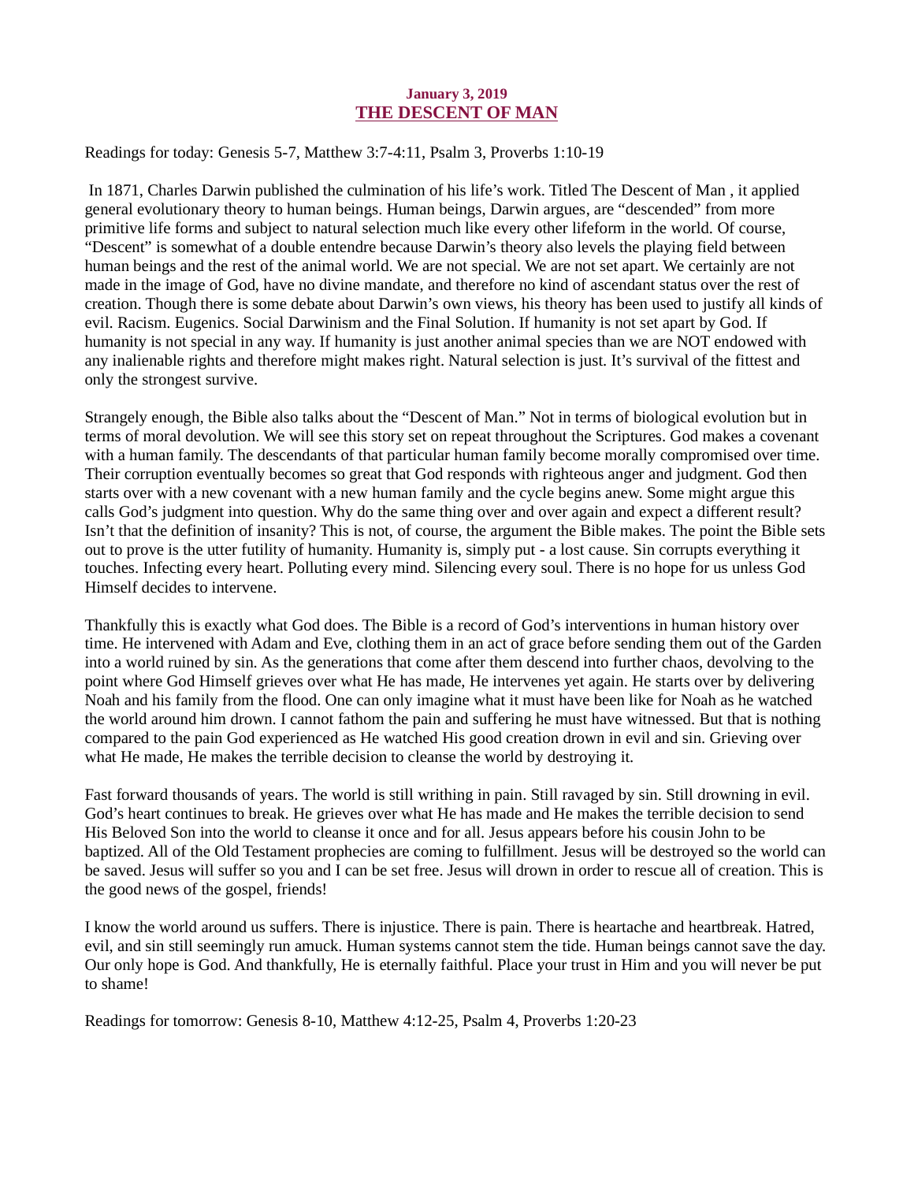**January 3, 2019**

## THE DESCENT OF MAN

Readings for today: Genesis 5-7, Matthew 3:7-4:11, Psalm 3, Proverbs 1:10-19

In 1871, Charles Darwin published the culmination of his life's work. Titled The Descent of Man , it applied general evolutionary theory to human beings. Human beings, Darwin argues, are "descended" from more primitive life forms and subject to natural selection much like every other lifeform in the world. Of course, "Descent" is somewhat of a double entendre because Darwin's theory also levels the playing field between human beings and the rest of the animal world. We are not special. We are not set apart. We certainly are not made in the image of God, have no divine mandate, and therefore no kind of ascendant status over the rest of creation. Though there is some debate about Darwin's own views, his theory has been used to justify all kinds of evil. Racism. Eugenics. Social Darwinism and the Final Solution. If humanity is not set apart by God. If humanity is not special in any way. If humanity is just another animal species than we are NOT endowed with any inalienable rights and therefore might makes right. Natural selection is just. It's survival of the fittest and only the strongest survive.

Strangely enough, the Bible also talks about the "Descent of Man." Not in terms of biological evolution but in terms of moral devolution. We will see this story set on repeat throughout the Scriptures. God makes a covenant with a human family. The descendants of that particular human family become morally compromised over time. Their corruption eventually becomes so great that God responds with righteous anger and judgment. God then starts over with a new covenant with a new human family and the cycle begins anew. Some might argue this calls God's judgment into question. Why do the same thing over and over again and expect a different result? Isn't that the definition of insanity? This is not, of course, the argument the Bible makes. The point the Bible sets out to prove is the utter futility of humanity. Humanity is, simply put - a lost cause. Sin corrupts everything it touches. Infecting every heart. Polluting every mind. Silencing every soul. There is no hope for us unless God Himself decides to intervene.

Thankfully this is exactly what God does. The Bible is a record of God's interventions in human history over time. He intervened with Adam and Eve, clothing them in an act of grace before sending them out of the Garden into a world ruined by sin. As the generations that come after them descend into further chaos, devolving to the point where God Himself grieves over what He has made, He intervenes yet again. He starts over by delivering Noah and his family from the flood. One can only imagine what it must have been like for Noah as he watched the world around him drown. I cannot fathom the pain and suffering he must have witnessed. But that is nothing compared to the pain God experienced as He watched His good creation drown in evil and sin. Grieving over what He made, He makes the terrible decision to cleanse the world by destroying it.

Fast forward thousands of years. The world is still writhing in pain. Still ravaged by sin. Still drowning in evil. God's heart continues to break. He grieves over what He has made and He makes the terrible decision to send His Beloved Son into the world to cleanse it once and for all. Jesus appears before his cousin John to be baptized. All of the Old Testament prophecies are coming to fulfillment. Jesus will be destroyed so the world can be saved. Jesus will suffer so you and I can be set free. Jesus will drown in order to rescue all of creation. This is the good news of the gospel, friends!

I know the world around us suffers. There is injustice. There is pain. There is heartache and heartbreak. Hatred, evil, and sin still seemingly run amuck. Human systems cannot stem the tide. Human beings cannot save the day. Our only hope is God. And thankfully, He is eternally faithful. Place your trust in Him and you will never be put to shame!

Readings for tomorrow: Genesis 8-10, Matthew 4:12-25, Psalm 4, Proverbs 1:20-23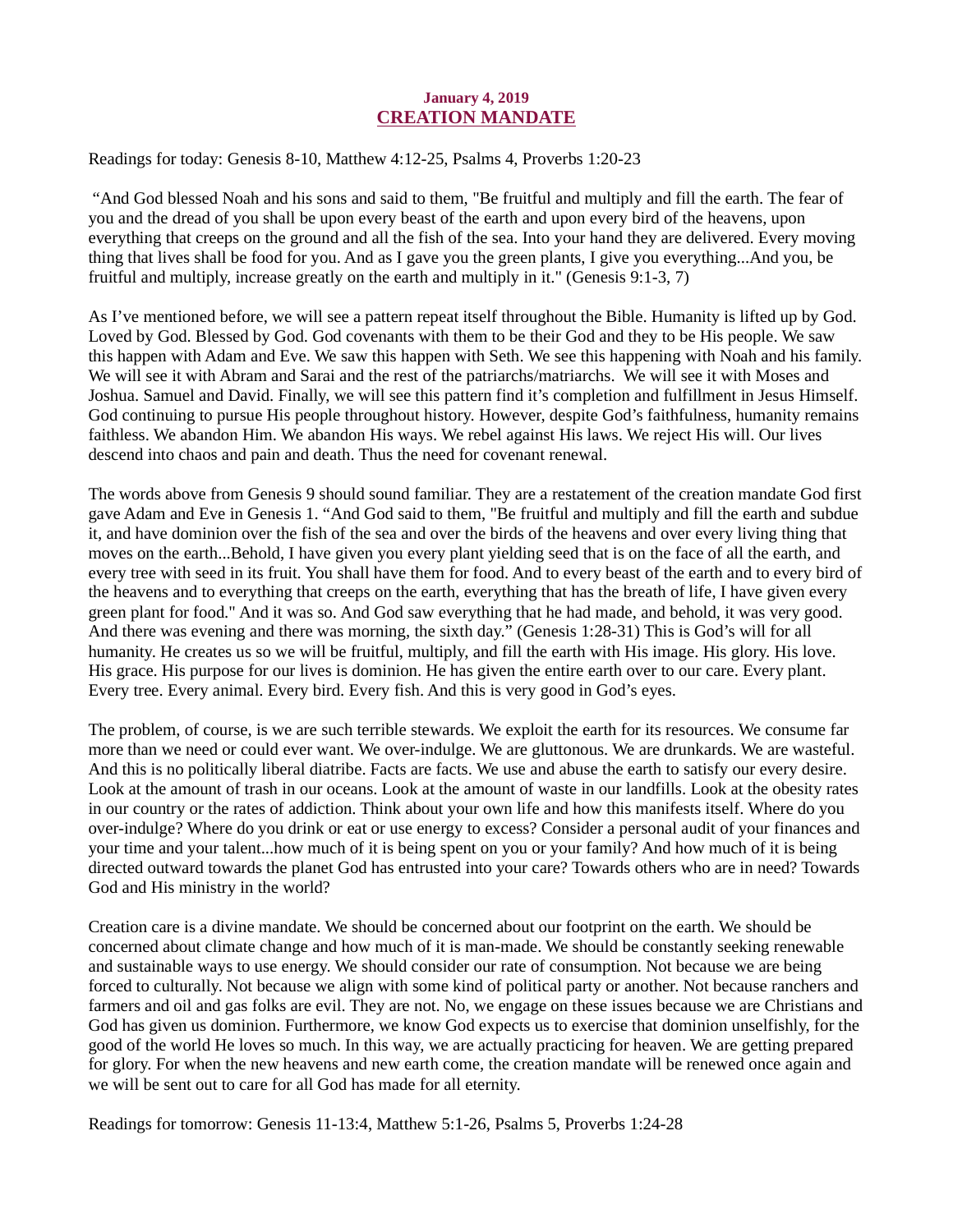**January 4, 2019**

## CREATION MANDATE

Readings for today: Genesis 8-10, Matthew 4:12-25, Psalms 4, Proverbs 1:20-23

"And God blessed Noah and his sons and said to them, "Be fruitful and multiply and fill the earth. The fear of you and the dread of you shall be upon every beast of the earth and upon every bird of the heavens, upon everything that creeps on the ground and all the fish of the sea. Into your hand they are delivered. Every moving thing that lives shall be food for you. And as I gave you the green plants, I give you everything...And you, be fruitful and multiply, increase greatly on the earth and multiply in it." (Genesis 9:1-3, 7)

As I've mentioned before, we will see a pattern repeat itself throughout the Bible. Humanity is lifted up by God. Loved by God. Blessed by God. God covenants with them to be their God and they to be His people. We saw this happen with Adam and Eve. We saw this happen with Seth. We see this happening with Noah and his family. We will see it with Abram and Sarai and the rest of the patriarchs/matriarchs. We will see it with Moses and Joshua. Samuel and David. Finally, we will see this pattern find it's completion and fulfillment in Jesus Himself. God continuing to pursue His people throughout history. However, despite God's faithfulness, humanity remains faithless. We abandon Him. We abandon His ways. We rebel against His laws. We reject His will. Our lives descend into chaos and pain and death. Thus the need for covenant renewal.

The words above from Genesis 9 should sound familiar. They are a restatement of the creation mandate God first gave Adam and Eve in Genesis 1. "And God said to them, "Be fruitful and multiply and fill the earth and subdue it, and have dominion over the fish of the sea and over the birds of the heavens and over every living thing that moves on the earth...Behold, I have given you every plant yielding seed that is on the face of all the earth, and every tree with seed in its fruit. You shall have them for food. And to every beast of the earth and to every bird of the heavens and to everything that creeps on the earth, everything that has the breath of life, I have given every green plant for food." And it was so. And God saw everything that he had made, and behold, it was very good. And there was evening and there was morning, the sixth day." (Genesis 1:28-31) This is God's will for all humanity. He creates us so we will be fruitful, multiply, and fill the earth with His image. His glory. His love. His grace. His purpose for our lives is dominion. He has given the entire earth over to our care. Every plant. Every tree. Every animal. Every bird. Every fish. And this is very good in God's eyes.

The problem, of course, is we are such terrible stewards. We exploit the earth for its resources. We consume far more than we need or could ever want. We over-indulge. We are gluttonous. We are drunkards. We are wasteful. And this is no politically liberal diatribe. Facts are facts. We use and abuse the earth to satisfy our every desire. Look at the amount of trash in our oceans. Look at the amount of waste in our landfills. Look at the obesity rates in our country or the rates of addiction. Think about your own life and how this manifests itself. Where do you over-indulge? Where do you drink or eat or use energy to excess? Consider a personal audit of your finances and your time and your talent...how much of it is being spent on you or your family? And how much of it is being directed outward towards the planet God has entrusted into your care? Towards others who are in need? Towards God and His ministry in the world?

Creation care is a divine mandate. We should be concerned about our footprint on the earth. We should be concerned about climate change and how much of it is man-made. We should be constantly seeking renewable and sustainable ways to use energy. We should consider our rate of consumption. Not because we are being forced to culturally. Not because we align with some kind of political party or another. Not because ranchers and farmers and oil and gas folks are evil. They are not. No, we engage on these issues because we are Christians and God has given us dominion. Furthermore, we know God expects us to exercise that dominion unselfishly, for the good of the world He loves so much. In this way, we are actually practicing for heaven. We are getting prepared for glory. For when the new heavens and new earth come, the creation mandate will be renewed once again and we will be sent out to care for all God has made for all eternity.

Readings for tomorrow: Genesis 11-13:4, Matthew 5:1-26, Psalms 5, Proverbs 1:24-28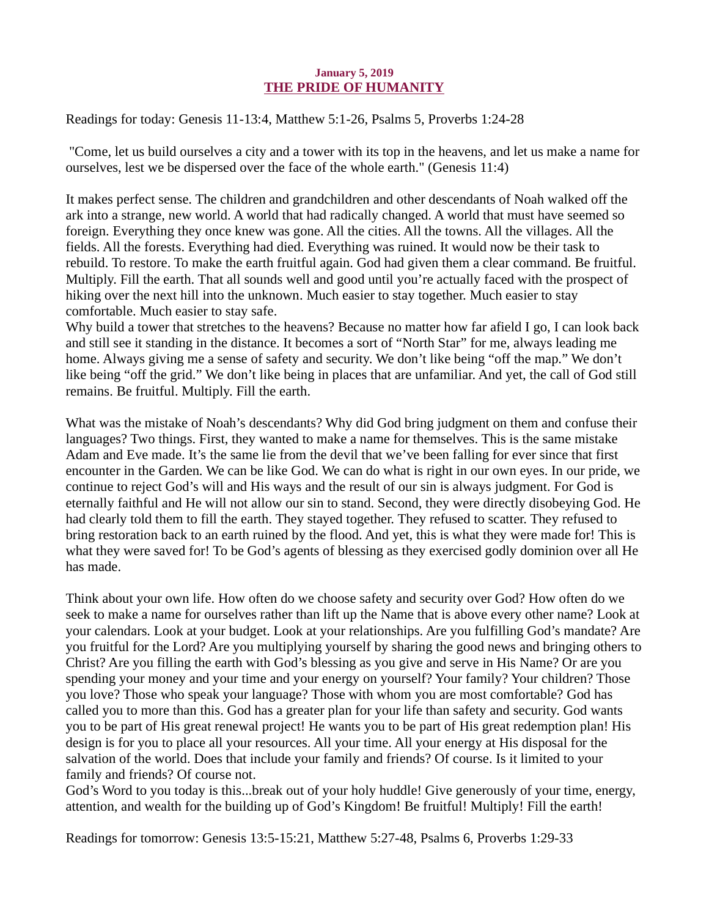**January 5, 2019**

## THE PRIDE OF HUMANITY

Readings for today: Genesis 11-13:4, Matthew 5:1-26, Psalms 5, Proverbs 1:24-28

"Come, let us build ourselves a city and a tower with its top in the heavens, and let us make a name for ourselves, lest we be dispersed over the face of the whole earth." (Genesis 11:4)

It makes perfect sense. The children and grandchildren and other descendants of Noah walked off the ark into a strange, new world. A world that had radically changed. A world that must have seemed so foreign. Everything they once knew was gone. All the cities. All the towns. All the villages. All the fields. All the forests. Everything had died. Everything was ruined. It would now be their task to rebuild. To restore. To make the earth fruitful again. God had given them a clear command. Be fruitful. Multiply. Fill the earth. That all sounds well and good until you're actually faced with the prospect of hiking over the next hill into the unknown. Much easier to stay together. Much easier to stay comfortable. Much easier to stay safe.

Why build a tower that stretches to the heavens? Because no matter how far afield I go, I can look back and still see it standing in the distance. It becomes a sort of "North Star" for me, always leading me home. Always giving me a sense of safety and security. We don't like being "off the map." We don't like being "off the grid." We don't like being in places that are unfamiliar. And yet, the call of God still remains. Be fruitful. Multiply. Fill the earth.

What was the mistake of Noah's descendants? Why did God bring judgment on them and confuse their languages? Two things. First, they wanted to make a name for themselves. This is the same mistake Adam and Eve made. It's the same lie from the devil that we've been falling for ever since that first encounter in the Garden. We can be like God. We can do what is right in our own eyes. In our pride, we continue to reject God's will and His ways and the result of our sin is always judgment. For God is eternally faithful and He will not allow our sin to stand. Second, they were directly disobeying God. He had clearly told them to fill the earth. They stayed together. They refused to scatter. They refused to bring restoration back to an earth ruined by the flood. And yet, this is what they were made for! This is what they were saved for! To be God's agents of blessing as they exercised godly dominion over all He has made.

Think about your own life. How often do we choose safety and security over God? How often do we seek to make a name for ourselves rather than lift up the Name that is above every other name? Look at your calendars. Look at your budget. Look at your relationships. Are you fulfilling God's mandate? Are you fruitful for the Lord? Are you multiplying yourself by sharing the good news and bringing others to Christ? Are you filling the earth with God's blessing as you give and serve in His Name? Or are you spending your money and your time and your energy on yourself? Your family? Your children? Those you love? Those who speak your language? Those with whom you are most comfortable? God has called you to more than this. God has a greater plan for your life than safety and security. God wants you to be part of His great renewal project! He wants you to be part of His great redemption plan! His design is for you to place all your resources. All your time. All your energy at His disposal for the salvation of the world. Does that include your family and friends? Of course. Is it limited to your family and friends? Of course not.

God's Word to you today is this...break out of your holy huddle! Give generously of your time, energy, attention, and wealth for the building up of God's Kingdom! Be fruitful! Multiply! Fill the earth!

Readings for tomorrow: Genesis 13:5-15:21, Matthew 5:27-48, Psalms 6, Proverbs 1:29-33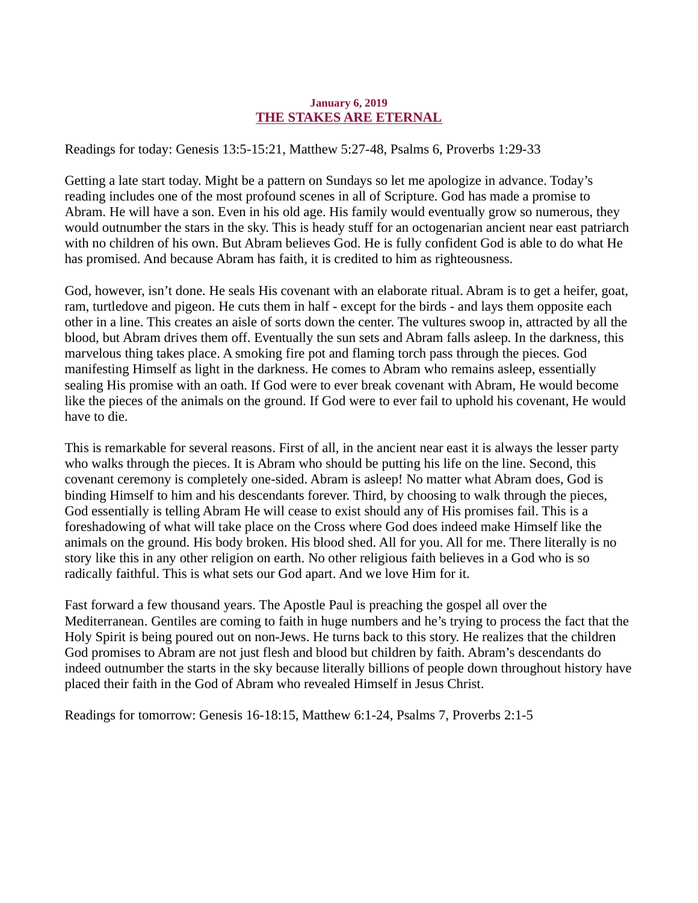**January 6, 2019**

## THE STAKES ARE ETERNAL

Readings for today: Genesis 13:5-15:21, Matthew 5:27-48, Psalms 6, Proverbs 1:29-33

Getting a late start today. Might be a pattern on Sundays so let me apologize in advance. Today's reading includes one of the most profound scenes in all of Scripture. God has made a promise to Abram. He will have a son. Even in his old age. His family would eventually grow so numerous, they would outnumber the stars in the sky. This is heady stuff for an octogenarian ancient near east patriarch with no children of his own. But Abram believes God. He is fully confident God is able to do what He has promised. And because Abram has faith, it is credited to him as righteousness.

God, however, isn't done. He seals His covenant with an elaborate ritual. Abram is to get a heifer, goat, ram, turtledove and pigeon. He cuts them in half - except for the birds - and lays them opposite each other in a line. This creates an aisle of sorts down the center. The vultures swoop in, attracted by all the blood, but Abram drives them off. Eventually the sun sets and Abram falls asleep. In the darkness, this marvelous thing takes place. A smoking fire pot and flaming torch pass through the pieces. God manifesting Himself as light in the darkness. He comes to Abram who remains asleep, essentially sealing His promise with an oath. If God were to ever break covenant with Abram, He would become like the pieces of the animals on the ground. If God were to ever fail to uphold his covenant, He would have to die.

This is remarkable for several reasons. First of all, in the ancient near east it is always the lesser party who walks through the pieces. It is Abram who should be putting his life on the line. Second, this covenant ceremony is completely one-sided. Abram is asleep! No matter what Abram does, God is binding Himself to him and his descendants forever. Third, by choosing to walk through the pieces, God essentially is telling Abram He will cease to exist should any of His promises fail. This is a foreshadowing of what will take place on the Cross where God does indeed make Himself like the animals on the ground. His body broken. His blood shed. All for you. All for me. There literally is no story like this in any other religion on earth. No other religious faith believes in a God who is so radically faithful. This is what sets our God apart. And we love Him for it.

Fast forward a few thousand years. The Apostle Paul is preaching the gospel all over the Mediterranean. Gentiles are coming to faith in huge numbers and he's trying to process the fact that the Holy Spirit is being poured out on non-Jews. He turns back to this story. He realizes that the children God promises to Abram are not just flesh and blood but children by faith. Abram's descendants do indeed outnumber the starts in the sky because literally billions of people down throughout history have placed their faith in the God of Abram who revealed Himself in Jesus Christ.

Readings for tomorrow: Genesis 16-18:15, Matthew 6:1-24, Psalms 7, Proverbs 2:1-5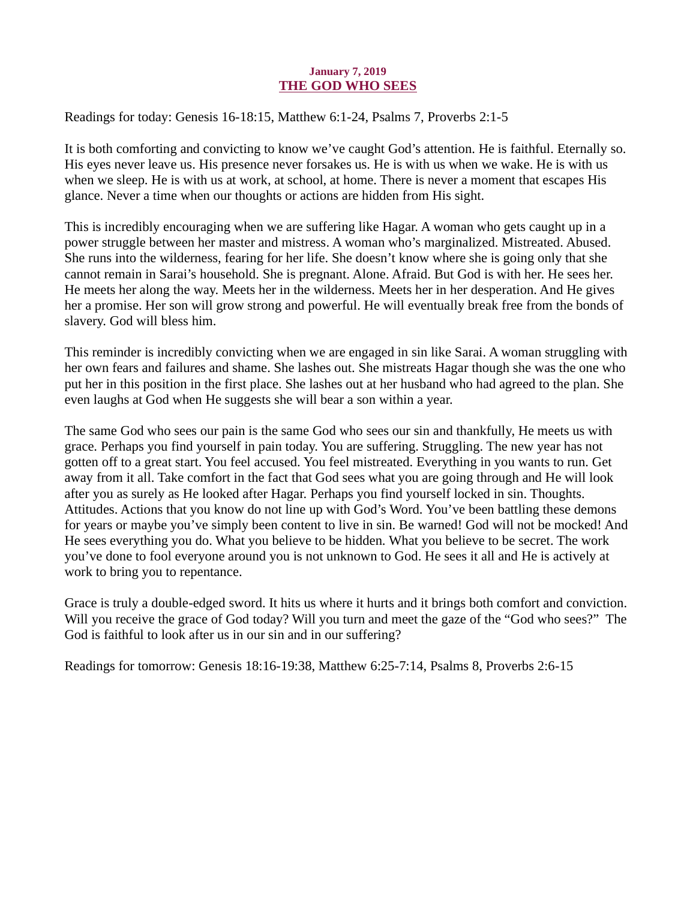**January 7, 2019**

## THE GOD WHO SEES

Readings for today: Genesis 16-18:15, Matthew 6:1-24, Psalms 7, Proverbs 2:1-5

It is both comforting and convicting to know we've caught God's attention. He is faithful. Eternally so. His eyes never leave us. His presence never forsakes us. He is with us when we wake. He is with us when we sleep. He is with us at work, at school, at home. There is never a moment that escapes His glance. Never a time when our thoughts or actions are hidden from His sight.

This is incredibly encouraging when we are suffering like Hagar. A woman who gets caught up in a power struggle between her master and mistress. A woman who's marginalized. Mistreated. Abused. She runs into the wilderness, fearing for her life. She doesn't know where she is going only that she cannot remain in Sarai's household. She is pregnant. Alone. Afraid. But God is with her. He sees her. He meets her along the way. Meets her in the wilderness. Meets her in her desperation. And He gives her a promise. Her son will grow strong and powerful. He will eventually break free from the bonds of slavery. God will bless him.

This reminder is incredibly convicting when we are engaged in sin like Sarai. A woman struggling with her own fears and failures and shame. She lashes out. She mistreats Hagar though she was the one who put her in this position in the first place. She lashes out at her husband who had agreed to the plan. She even laughs at God when He suggests she will bear a son within a year.

The same God who sees our pain is the same God who sees our sin and thankfully, He meets us with grace. Perhaps you find yourself in pain today. You are suffering. Struggling. The new year has not gotten off to a great start. You feel accused. You feel mistreated. Everything in you wants to run. Get away from it all. Take comfort in the fact that God sees what you are going through and He will look after you as surely as He looked after Hagar. Perhaps you find yourself locked in sin. Thoughts. Attitudes. Actions that you know do not line up with God's Word. You've been battling these demons for years or maybe you've simply been content to live in sin. Be warned! God will not be mocked! And He sees everything you do. What you believe to be hidden. What you believe to be secret. The work you've done to fool everyone around you is not unknown to God. He sees it all and He is actively at work to bring you to repentance.

Grace is truly a double-edged sword. It hits us where it hurts and it brings both comfort and conviction. Will you receive the grace of God today? Will you turn and meet the gaze of the "God who sees?" The God is faithful to look after us in our sin and in our suffering?

Readings for tomorrow: Genesis 18:16-19:38, Matthew 6:25-7:14, Psalms 8, Proverbs 2:6-15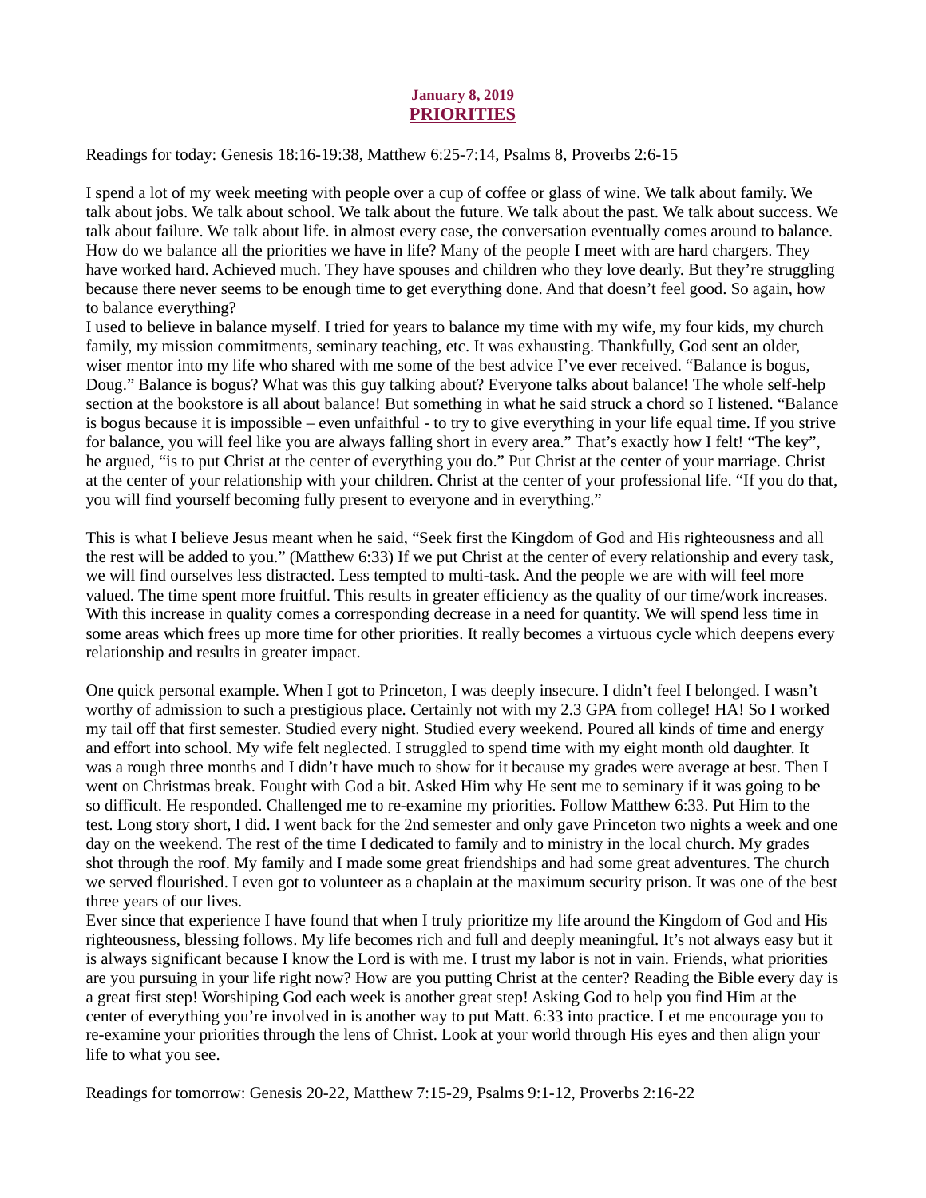**January 8, 2019**

## PRIORITIES

Readings for today: Genesis 18:16-19:38, Matthew 6:25-7:14, Psalms 8, Proverbs 2:6-15

I spend a lot of my week meeting with people over a cup of coffee or glass of wine. We talk about family. We talk about jobs. We talk about school. We talk about the future. We talk about the past. We talk about success. We talk about failure. We talk about life. in almost every case, the conversation eventually comes around to balance. How do we balance all the priorities we have in life? Many of the people I meet with are hard chargers. They have worked hard. Achieved much. They have spouses and children who they love dearly. But they're struggling because there never seems to be enough time to get everything done. And that doesn't feel good. So again, how to balance everything?

I used to believe in balance myself. I tried for years to balance my time with my wife, my four kids, my church family, my mission commitments, seminary teaching, etc. It was exhausting. Thankfully, God sent an older, wiser mentor into my life who shared with me some of the best advice I've ever received. "Balance is bogus, Doug." Balance is bogus? What was this guy talking about? Everyone talks about balance! The whole self-help section at the bookstore is all about balance! But something in what he said struck a chord so I listened. "Balance is bogus because it is impossible – even unfaithful - to try to give everything in your life equal time. If you strive for balance, you will feel like you are always falling short in every area." That's exactly how I felt! "The key", he argued, "is to put Christ at the center of everything you do." Put Christ at the center of your marriage. Christ at the center of your relationship with your children. Christ at the center of your professional life. "If you do that, you will find yourself becoming fully present to everyone and in everything."

This is what I believe Jesus meant when he said, "Seek first the Kingdom of God and His righteousness and all the rest will be added to you." (Matthew 6:33) If we put Christ at the center of every relationship and every task, we will find ourselves less distracted. Less tempted to multi-task. And the people we are with will feel more valued. The time spent more fruitful. This results in greater efficiency as the quality of our time/work increases. With this increase in quality comes a corresponding decrease in a need for quantity. We will spend less time in some areas which frees up more time for other priorities. It really becomes a virtuous cycle which deepens every relationship and results in greater impact.

One quick personal example. When I got to Princeton, I was deeply insecure. I didn't feel I belonged. I wasn't worthy of admission to such a prestigious place. Certainly not with my 2.3 GPA from college! HA! So I worked my tail off that first semester. Studied every night. Studied every weekend. Poured all kinds of time and energy and effort into school. My wife felt neglected. I struggled to spend time with my eight month old daughter. It was a rough three months and I didn't have much to show for it because my grades were average at best. Then I went on Christmas break. Fought with God a bit. Asked Him why He sent me to seminary if it was going to be so difficult. He responded. Challenged me to re-examine my priorities. Follow Matthew 6:33. Put Him to the test. Long story short, I did. I went back for the 2nd semester and only gave Princeton two nights a week and one day on the weekend. The rest of the time I dedicated to family and to ministry in the local church. My grades shot through the roof. My family and I made some great friendships and had some great adventures. The church we served flourished. I even got to volunteer as a chaplain at the maximum security prison. It was one of the best three years of our lives.

Ever since that experience I have found that when I truly prioritize my life around the Kingdom of God and His righteousness, blessing follows. My life becomes rich and full and deeply meaningful. It's not always easy but it is always significant because I know the Lord is with me. I trust my labor is not in vain. Friends, what priorities are you pursuing in your life right now? How are you putting Christ at the center? Reading the Bible every day is a great first step! Worshiping God each week is another great step! Asking God to help you find Him at the center of everything you're involved in is another way to put Matt. 6:33 into practice. Let me encourage you to re-examine your priorities through the lens of Christ. Look at your world through His eyes and then align your life to what you see.

Readings for tomorrow: Genesis 20-22, Matthew 7:15-29, Psalms 9:1-12, Proverbs 2:16-22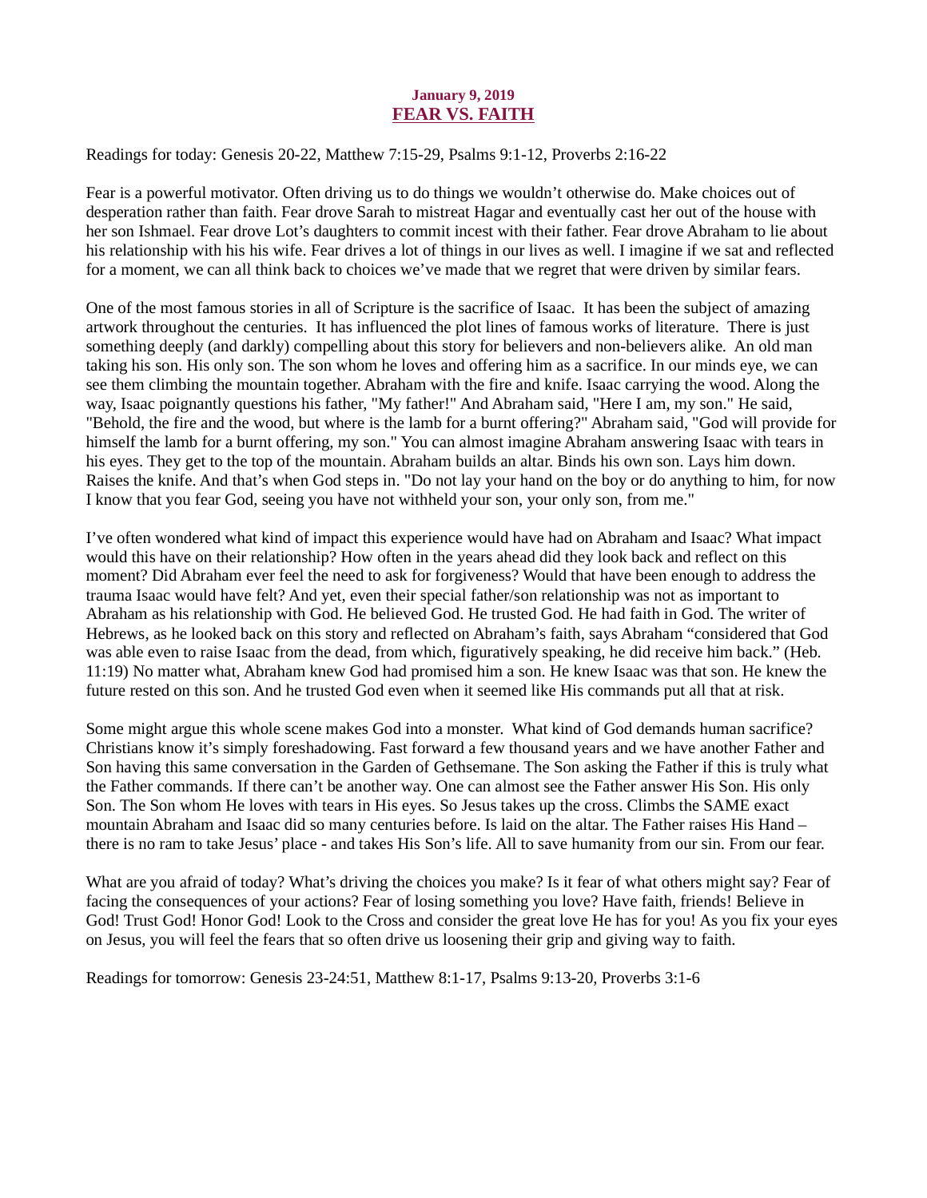**January 9, 2019**

## FEAR VS. FAITH

Readings for today: Genesis 20-22, Matthew 7:15-29, Psalms 9:1-12, Proverbs 2:16-22

Fear is a powerful motivator. Often driving us to do things we wouldn't otherwise do. Make choices out of desperation rather than faith. Fear drove Sarah to mistreat Hagar and eventually cast her out of the house with her son Ishmael. Fear drove Lot's daughters to commit incest with their father. Fear drove Abraham to lie about his relationship with his his wife. Fear drives a lot of things in our lives as well. I imagine if we sat and reflected for a moment, we can all think back to choices we've made that we regret that were driven by similar fears.

One of the most famous stories in all of Scripture is the sacrifice of Isaac. It has been the subject of amazing artwork throughout the centuries. It has influenced the plot lines of famous works of literature. There is just something deeply (and darkly) compelling about this story for believers and non-believers alike. An old man taking his son. His only son. The son whom he loves and offering him as a sacrifice. In our minds eye, we can see them climbing the mountain together. Abraham with the fire and knife. Isaac carrying the wood. Along the way, Isaac poignantly questions his father, "My father!" And Abraham said, "Here I am, my son." He said, "Behold, the fire and the wood, but where is the lamb for a burnt offering?" Abraham said, "God will provide for himself the lamb for a burnt offering, my son." You can almost imagine Abraham answering Isaac with tears in his eyes. They get to the top of the mountain. Abraham builds an altar. Binds his own son. Lays him down. Raises the knife. And that's when God steps in. "Do not lay your hand on the boy or do anything to him, for now I know that you fear God, seeing you have not withheld your son, your only son, from me."

I've often wondered what kind of impact this experience would have had on Abraham and Isaac? What impact would this have on their relationship? How often in the years ahead did they look back and reflect on this moment? Did Abraham ever feel the need to ask for forgiveness? Would that have been enough to address the trauma Isaac would have felt? And yet, even their special father/son relationship was not as important to Abraham as his relationship with God. He believed God. He trusted God. He had faith in God. The writer of Hebrews, as he looked back on this story and reflected on Abraham's faith, says Abraham "considered that God was able even to raise Isaac from the dead, from which, figuratively speaking, he did receive him back." (Heb. 11:19) No matter what, Abraham knew God had promised him a son. He knew Isaac was that son. He knew the future rested on this son. And he trusted God even when it seemed like His commands put all that at risk.

Some might argue this whole scene makes God into a monster. What kind of God demands human sacrifice? Christians know it's simply foreshadowing. Fast forward a few thousand years and we have another Father and Son having this same conversation in the Garden of Gethsemane. The Son asking the Father if this is truly what the Father commands. If there can't be another way. One can almost see the Father answer His Son. His only Son. The Son whom He loves with tears in His eyes. So Jesus takes up the cross. Climbs the SAME exact mountain Abraham and Isaac did so many centuries before. Is laid on the altar. The Father raises His Hand – there is no ram to take Jesus' place - and takes His Son's life. All to save humanity from our sin. From our fear.

What are you afraid of today? What's driving the choices you make? Is it fear of what others might say? Fear of facing the consequences of your actions? Fear of losing something you love? Have faith, friends! Believe in God! Trust God! Honor God! Look to the Cross and consider the great love He has for you! As you fix your eyes on Jesus, you will feel the fears that so often drive us loosening their grip and giving way to faith.

Readings for tomorrow: Genesis 23-24:51, Matthew 8:1-17, Psalms 9:13-20, Proverbs 3:1-6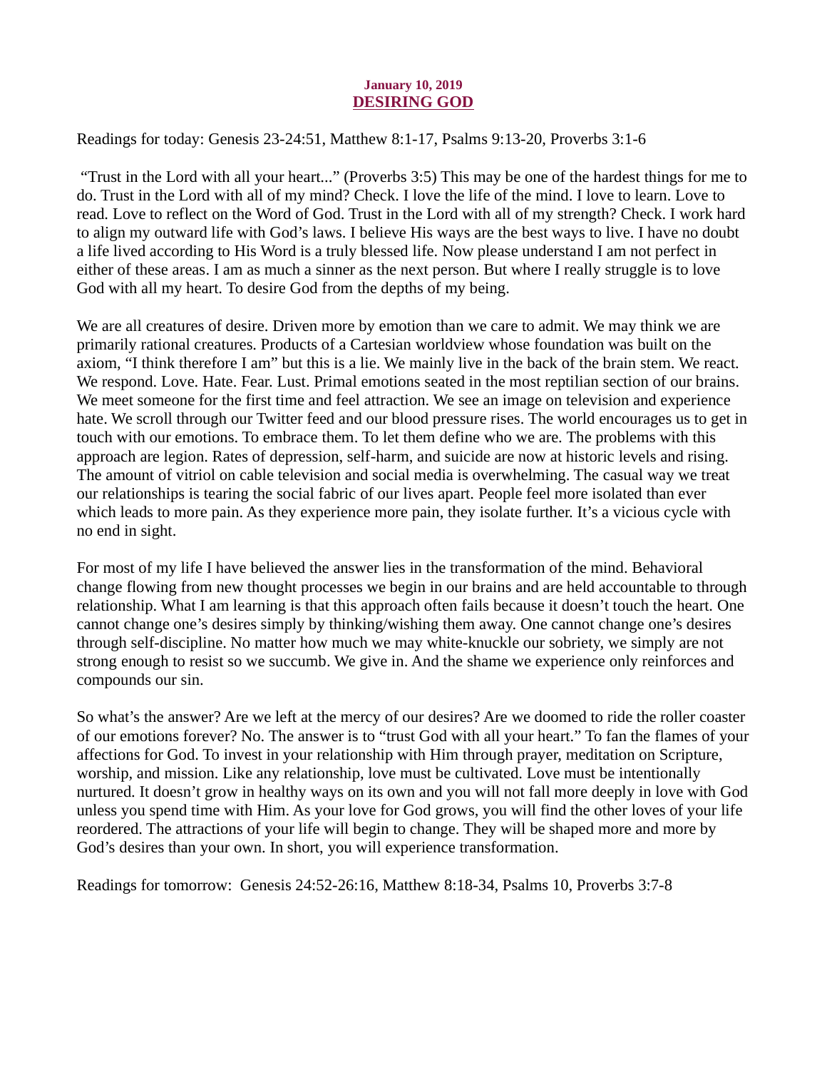**January 10, 2019**

## DESIRING GOD

Readings for today: Genesis 23-24:51, Matthew 8:1-17, Psalms 9:13-20, Proverbs 3:1-6

"Trust in the Lord with all your heart..." (Proverbs 3:5) This may be one of the hardest things for me to do. Trust in the Lord with all of my mind? Check. I love the life of the mind. I love to learn. Love to read. Love to reflect on the Word of God. Trust in the Lord with all of my strength? Check. I work hard to align my outward life with God's laws. I believe His ways are the best ways to live. I have no doubt a life lived according to His Word is a truly blessed life. Now please understand I am not perfect in either of these areas. I am as much a sinner as the next person. But where I really struggle is to love God with all my heart. To desire God from the depths of my being.

We are all creatures of desire. Driven more by emotion than we care to admit. We may think we are primarily rational creatures. Products of a Cartesian worldview whose foundation was built on the axiom, "I think therefore I am" but this is a lie. We mainly live in the back of the brain stem. We react. We respond. Love. Hate. Fear. Lust. Primal emotions seated in the most reptilian section of our brains. We meet someone for the first time and feel attraction. We see an image on television and experience hate. We scroll through our Twitter feed and our blood pressure rises. The world encourages us to get in touch with our emotions. To embrace them. To let them define who we are. The problems with this approach are legion. Rates of depression, self-harm, and suicide are now at historic levels and rising. The amount of vitriol on cable television and social media is overwhelming. The casual way we treat our relationships is tearing the social fabric of our lives apart. People feel more isolated than ever which leads to more pain. As they experience more pain, they isolate further. It's a vicious cycle with no end in sight.

For most of my life I have believed the answer lies in the transformation of the mind. Behavioral change flowing from new thought processes we begin in our brains and are held accountable to through relationship. What I am learning is that this approach often fails because it doesn't touch the heart. One cannot change one's desires simply by thinking/wishing them away. One cannot change one's desires through self-discipline. No matter how much we may white-knuckle our sobriety, we simply are not strong enough to resist so we succumb. We give in. And the shame we experience only reinforces and compounds our sin.

So what's the answer? Are we left at the mercy of our desires? Are we doomed to ride the roller coaster of our emotions forever? No. The answer is to "trust God with all your heart." To fan the flames of your affections for God. To invest in your relationship with Him through prayer, meditation on Scripture, worship, and mission. Like any relationship, love must be cultivated. Love must be intentionally nurtured. It doesn't grow in healthy ways on its own and you will not fall more deeply in love with God unless you spend time with Him. As your love for God grows, you will find the other loves of your life reordered. The attractions of your life will begin to change. They will be shaped more and more by God's desires than your own. In short, you will experience transformation.

Readings for tomorrow: Genesis 24:52-26:16, Matthew 8:18-34, Psalms 10, Proverbs 3:7-8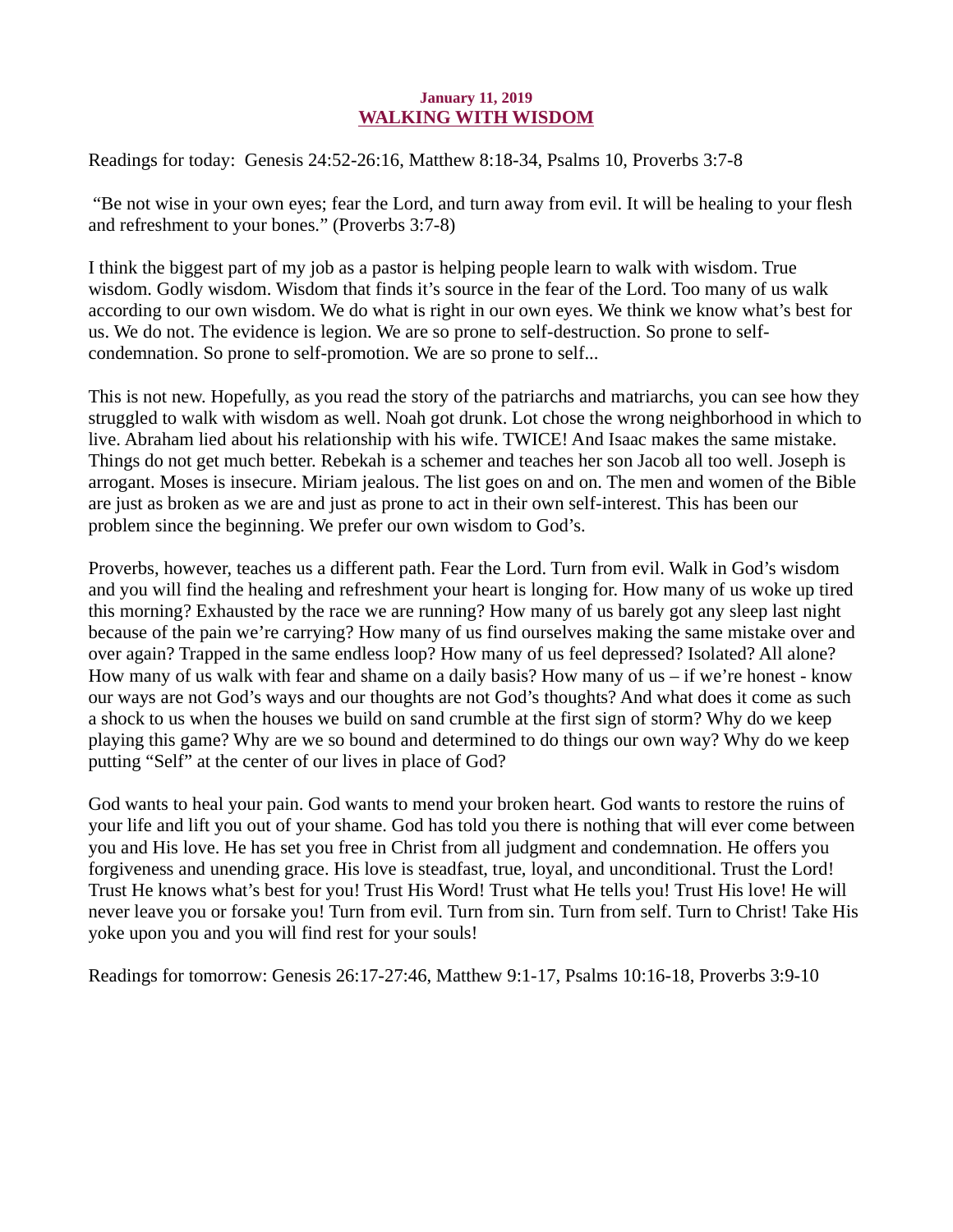**January 11, 2019**

## WALKING WITH WISDOM

Readings for today: Genesis 24:52-26:16, Matthew 8:18-34, Psalms 10, Proverbs 3:7-8

"Be not wise in your own eyes; fear the Lord, and turn away from evil. It will be healing to your flesh and refreshment to your bones." (Proverbs 3:7-8)

I think the biggest part of my job as a pastor is helping people learn to walk with wisdom. True wisdom. Godly wisdom. Wisdom that finds it's source in the fear of the Lord. Too many of us walk according to our own wisdom. We do what is right in our own eyes. We think we know what's best for us. We do not. The evidence is legion. We are so prone to self-destruction. So prone to self-condemnation. So prone to self-promotion. We are so prone to self...

This is not new. Hopefully, as you read the story of the patriarchs and matriarchs, you can see how they struggled to walk with wisdom as well. Noah got drunk. Lot chose the wrong neighborhood in which to live. Abraham lied about his relationship with his wife. TWICE! And Isaac makes the same mistake. Things do not get much better. Rebekah is a schemer and teaches her son Jacob all too well. Joseph is arrogant. Moses is insecure. Miriam jealous. The list goes on and on. The men and women of the Bible are just as broken as we are and just as prone to act in their own self-interest. This has been our problem since the beginning. We prefer our own wisdom to God's.

Proverbs, however, teaches us a different path. Fear the Lord. Turn from evil. Walk in God's wisdom and you will find the healing and refreshment your heart is longing for. How many of us woke up tired this morning? Exhausted by the race we are running? How many of us barely got any sleep last night because of the pain we're carrying? How many of us find ourselves making the same mistake over and over again? Trapped in the same endless loop? How many of us feel depressed? Isolated? All alone? How many of us walk with fear and shame on a daily basis? How many of us – if we're honest - know our ways are not God's ways and our thoughts are not God's thoughts? And what does it come as such a shock to us when the houses we build on sand crumble at the first sign of storm? Why do we keep playing this game? Why are we so bound and determined to do things our own way? Why do we keep putting "Self" at the center of our lives in place of God?

God wants to heal your pain. God wants to mend your broken heart. God wants to restore the ruins of your life and lift you out of your shame. God has told you there is nothing that will ever come between you and His love. He has set you free in Christ from all judgment and condemnation. He offers you forgiveness and unending grace. His love is steadfast, true, loyal, and unconditional. Trust the Lord! Trust He knows what's best for you! Trust His Word! Trust what He tells you! Trust His love! He will never leave you or forsake you! Turn from evil. Turn from sin. Turn from self. Turn to Christ! Take His yoke upon you and you will find rest for your souls!

Readings for tomorrow: Genesis 26:17-27:46, Matthew 9:1-17, Psalms 10:16-18, Proverbs 3:9-10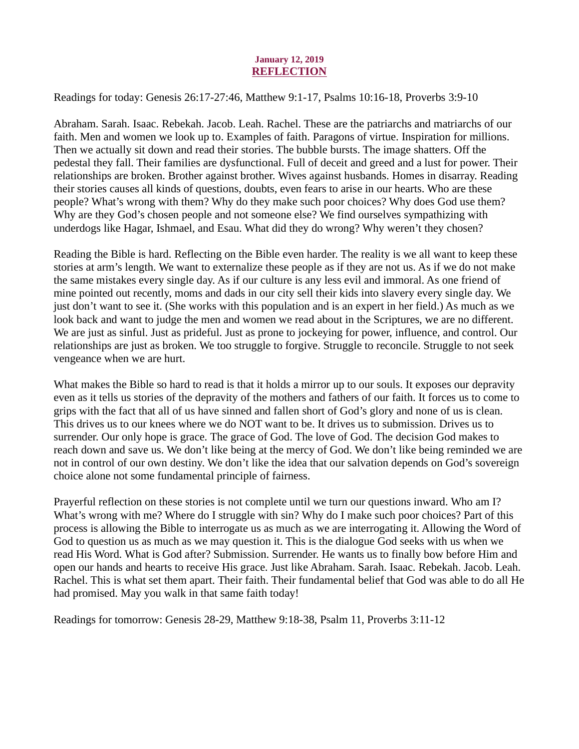**January 12, 2019**

# REFLECTION

Readings for today: Genesis 26:17-27:46, Matthew 9:1-17, Psalms 10:16-18, Proverbs 3:9-10

Abraham. Sarah. Isaac. Rebekah. Jacob. Leah. Rachel. These are the patriarchs and matriarchs of our faith. Men and women we look up to. Examples of faith. Paragons of virtue. Inspiration for millions. Then we actually sit down and read their stories. The bubble bursts. The image shatters. Off the pedestal they fall. Their families are dysfunctional. Full of deceit and greed and a lust for power. Their relationships are broken. Brother against brother. Wives against husbands. Homes in disarray. Reading their stories causes all kinds of questions, doubts, even fears to arise in our hearts. Who are these people? What's wrong with them? Why do they make such poor choices? Why does God use them? Why are they God's chosen people and not someone else? We find ourselves sympathizing with underdogs like Hagar, Ishmael, and Esau. What did they do wrong? Why weren't they chosen?

Reading the Bible is hard. Reflecting on the Bible even harder. The reality is we all want to keep these stories at arm's length. We want to externalize these people as if they are not us. As if we do not make the same mistakes every single day. As if our culture is any less evil and immoral. As one friend of mine pointed out recently, moms and dads in our city sell their kids into slavery every single day. We just don't want to see it. (She works with this population and is an expert in her field.) As much as we look back and want to judge the men and women we read about in the Scriptures, we are no different. We are just as sinful. Just as prideful. Just as prone to jockeying for power, influence, and control. Our relationships are just as broken. We too struggle to forgive. Struggle to reconcile. Struggle to not seek vengeance when we are hurt.

What makes the Bible so hard to read is that it holds a mirror up to our souls. It exposes our depravity even as it tells us stories of the depravity of the mothers and fathers of our faith. It forces us to come to grips with the fact that all of us have sinned and fallen short of God's glory and none of us is clean. This drives us to our knees where we do NOT want to be. It drives us to submission. Drives us to surrender. Our only hope is grace. The grace of God. The love of God. The decision God makes to reach down and save us. We don't like being at the mercy of God. We don't like being reminded we are not in control of our own destiny. We don't like the idea that our salvation depends on God's sovereign choice alone not some fundamental principle of fairness.

Prayerful reflection on these stories is not complete until we turn our questions inward. Who am I? What's wrong with me? Where do I struggle with sin? Why do I make such poor choices? Part of this process is allowing the Bible to interrogate us as much as we are interrogating it. Allowing the Word of God to question us as much as we may question it. This is the dialogue God seeks with us when we read His Word. What is God after? Submission. Surrender. He wants us to finally bow before Him and open our hands and hearts to receive His grace. Just like Abraham. Sarah. Isaac. Rebekah. Jacob. Leah. Rachel. This is what set them apart. Their faith. Their fundamental belief that God was able to do all He had promised. May you walk in that same faith today!

Readings for tomorrow: Genesis 28-29, Matthew 9:18-38, Psalm 11, Proverbs 3:11-12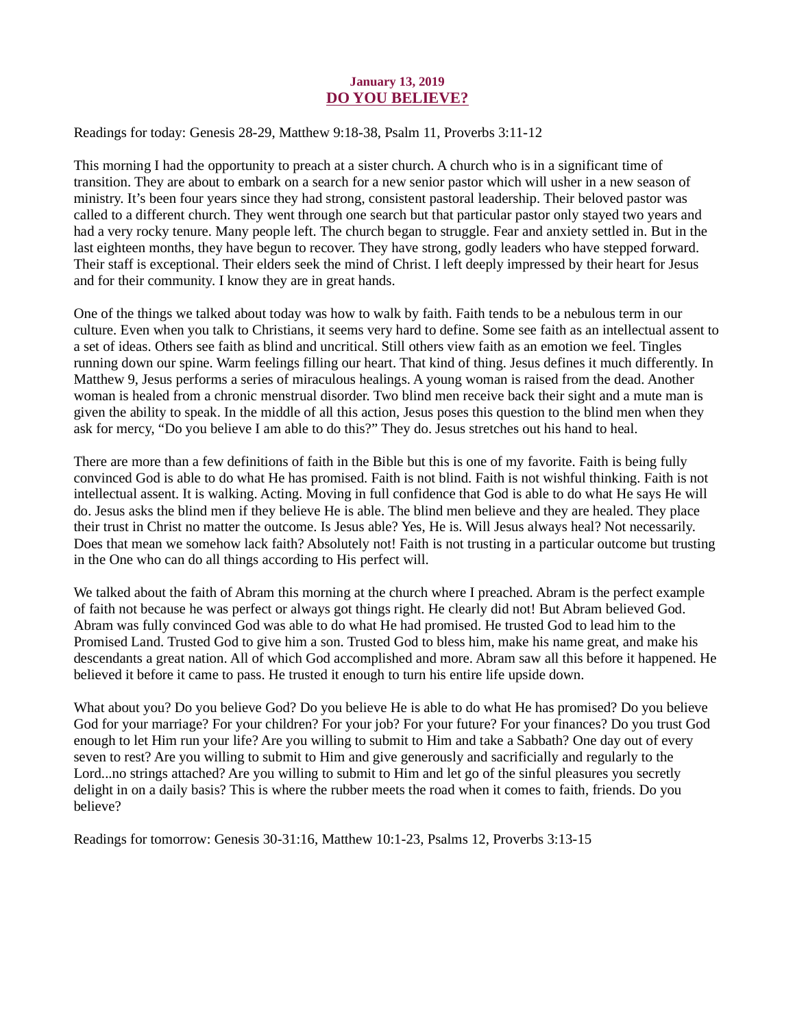**January 13, 2019**

# DO YOU BELIEVE?

Readings for today: Genesis 28-29, Matthew 9:18-38, Psalm 11, Proverbs 3:11-12

This morning I had the opportunity to preach at a sister church. A church who is in a significant time of transition. They are about to embark on a search for a new senior pastor which will usher in a new season of ministry. It's been four years since they had strong, consistent pastoral leadership. Their beloved pastor was called to a different church. They went through one search but that particular pastor only stayed two years and had a very rocky tenure. Many people left. The church began to struggle. Fear and anxiety settled in. But in the last eighteen months, they have begun to recover. They have strong, godly leaders who have stepped forward. Their staff is exceptional. Their elders seek the mind of Christ. I left deeply impressed by their heart for Jesus and for their community. I know they are in great hands.

One of the things we talked about today was how to walk by faith. Faith tends to be a nebulous term in our culture. Even when you talk to Christians, it seems very hard to define. Some see faith as an intellectual assent to a set of ideas. Others see faith as blind and uncritical. Still others view faith as an emotion we feel. Tingles running down our spine. Warm feelings filling our heart. That kind of thing. Jesus defines it much differently. In Matthew 9, Jesus performs a series of miraculous healings. A young woman is raised from the dead. Another woman is healed from a chronic menstrual disorder. Two blind men receive back their sight and a mute man is given the ability to speak. In the middle of all this action, Jesus poses this question to the blind men when they ask for mercy, "Do you believe I am able to do this?" They do. Jesus stretches out his hand to heal.

There are more than a few definitions of faith in the Bible but this is one of my favorite. Faith is being fully convinced God is able to do what He has promised. Faith is not blind. Faith is not wishful thinking. Faith is not intellectual assent. It is walking. Acting. Moving in full confidence that God is able to do what He says He will do. Jesus asks the blind men if they believe He is able. The blind men believe and they are healed. They place their trust in Christ no matter the outcome. Is Jesus able? Yes, He is. Will Jesus always heal? Not necessarily. Does that mean we somehow lack faith? Absolutely not! Faith is not trusting in a particular outcome but trusting in the One who can do all things according to His perfect will.

We talked about the faith of Abram this morning at the church where I preached. Abram is the perfect example of faith not because he was perfect or always got things right. He clearly did not! But Abram believed God. Abram was fully convinced God was able to do what He had promised. He trusted God to lead him to the Promised Land. Trusted God to give him a son. Trusted God to bless him, make his name great, and make his descendants a great nation. All of which God accomplished and more. Abram saw all this before it happened. He believed it before it came to pass. He trusted it enough to turn his entire life upside down.

What about you? Do you believe God? Do you believe He is able to do what He has promised? Do you believe God for your marriage? For your children? For your job? For your future? For your finances? Do you trust God enough to let Him run your life? Are you willing to submit to Him and take a Sabbath? One day out of every seven to rest? Are you willing to submit to Him and give generously and sacrificially and regularly to the Lord...no strings attached? Are you willing to submit to Him and let go of the sinful pleasures you secretly delight in on a daily basis? This is where the rubber meets the road when it comes to faith, friends. Do you believe?

Readings for tomorrow: Genesis 30-31:16, Matthew 10:1-23, Psalms 12, Proverbs 3:13-15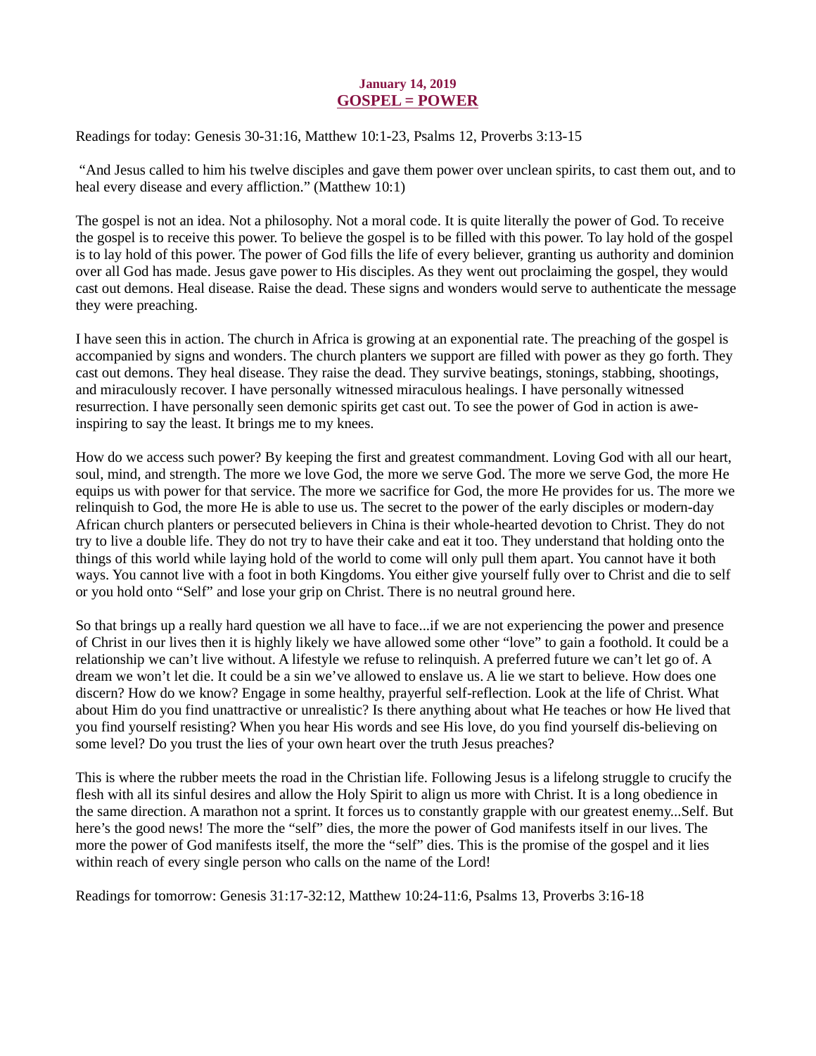**January 14, 2019**

# GOSPEL = POWER

Readings for today: Genesis 30-31:16, Matthew 10:1-23, Psalms 12, Proverbs 3:13-15

"And Jesus called to him his twelve disciples and gave them power over unclean spirits, to cast them out, and to heal every disease and every affliction." (Matthew 10:1)

The gospel is not an idea. Not a philosophy. Not a moral code. It is quite literally the power of God. To receive the gospel is to receive this power. To believe the gospel is to be filled with this power. To lay hold of the gospel is to lay hold of this power. The power of God fills the life of every believer, granting us authority and dominion over all God has made. Jesus gave power to His disciples. As they went out proclaiming the gospel, they would cast out demons. Heal disease. Raise the dead. These signs and wonders would serve to authenticate the message they were preaching.

I have seen this in action. The church in Africa is growing at an exponential rate. The preaching of the gospel is accompanied by signs and wonders. The church planters we support are filled with power as they go forth. They cast out demons. They heal disease. They raise the dead. They survive beatings, stonings, stabbing, shootings, and miraculously recover. I have personally witnessed miraculous healings. I have personally witnessed resurrection. I have personally seen demonic spirits get cast out. To see the power of God in action is awe-inspiring to say the least. It brings me to my knees.

How do we access such power? By keeping the first and greatest commandment. Loving God with all our heart, soul, mind, and strength. The more we love God, the more we serve God. The more we serve God, the more He equips us with power for that service. The more we sacrifice for God, the more He provides for us. The more we relinquish to God, the more He is able to use us. The secret to the power of the early disciples or modern-day African church planters or persecuted believers in China is their whole-hearted devotion to Christ. They do not try to live a double life. They do not try to have their cake and eat it too. They understand that holding onto the things of this world while laying hold of the world to come will only pull them apart. You cannot have it both ways. You cannot live with a foot in both Kingdoms. You either give yourself fully over to Christ and die to self or you hold onto "Self" and lose your grip on Christ. There is no neutral ground here.

So that brings up a really hard question we all have to face...if we are not experiencing the power and presence of Christ in our lives then it is highly likely we have allowed some other "love" to gain a foothold. It could be a relationship we can't live without. A lifestyle we refuse to relinquish. A preferred future we can't let go of. A dream we won't let die. It could be a sin we've allowed to enslave us. A lie we start to believe. How does one discern? How do we know? Engage in some healthy, prayerful self-reflection. Look at the life of Christ. What about Him do you find unattractive or unrealistic? Is there anything about what He teaches or how He lived that you find yourself resisting? When you hear His words and see His love, do you find yourself dis-believing on some level? Do you trust the lies of your own heart over the truth Jesus preaches?

This is where the rubber meets the road in the Christian life. Following Jesus is a lifelong struggle to crucify the flesh with all its sinful desires and allow the Holy Spirit to align us more with Christ. It is a long obedience in the same direction. A marathon not a sprint. It forces us to constantly grapple with our greatest enemy...Self. But here's the good news! The more the "self" dies, the more the power of God manifests itself in our lives. The more the power of God manifests itself, the more the "self" dies. This is the promise of the gospel and it lies within reach of every single person who calls on the name of the Lord!

Readings for tomorrow: Genesis 31:17-32:12, Matthew 10:24-11:6, Psalms 13, Proverbs 3:16-18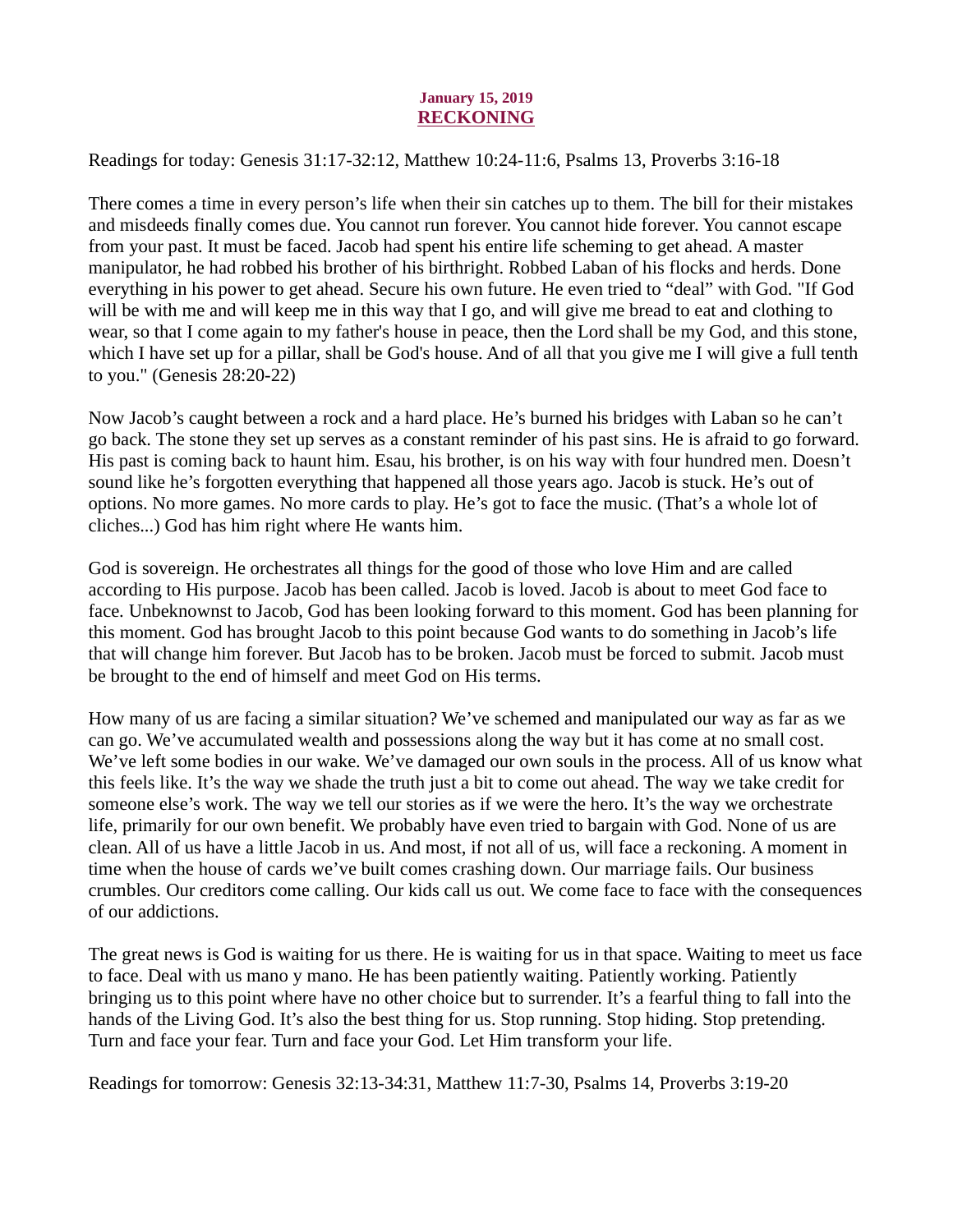**January 15, 2019**

## RECKONING

Readings for today: Genesis 31:17-32:12, Matthew 10:24-11:6, Psalms 13, Proverbs 3:16-18

There comes a time in every person's life when their sin catches up to them. The bill for their mistakes and misdeeds finally comes due. You cannot run forever. You cannot hide forever. You cannot escape from your past. It must be faced. Jacob had spent his entire life scheming to get ahead. A master manipulator, he had robbed his brother of his birthright. Robbed Laban of his flocks and herds. Done everything in his power to get ahead. Secure his own future. He even tried to "deal" with God. "If God will be with me and will keep me in this way that I go, and will give me bread to eat and clothing to wear, so that I come again to my father's house in peace, then the Lord shall be my God, and this stone, which I have set up for a pillar, shall be God's house. And of all that you give me I will give a full tenth to you." (Genesis 28:20-22)

Now Jacob's caught between a rock and a hard place. He's burned his bridges with Laban so he can't go back. The stone they set up serves as a constant reminder of his past sins. He is afraid to go forward. His past is coming back to haunt him. Esau, his brother, is on his way with four hundred men. Doesn't sound like he's forgotten everything that happened all those years ago. Jacob is stuck. He's out of options. No more games. No more cards to play. He's got to face the music. (That's a whole lot of cliches...) God has him right where He wants him.

God is sovereign. He orchestrates all things for the good of those who love Him and are called according to His purpose. Jacob has been called. Jacob is loved. Jacob is about to meet God face to face. Unbeknownst to Jacob, God has been looking forward to this moment. God has been planning for this moment. God has brought Jacob to this point because God wants to do something in Jacob's life that will change him forever. But Jacob has to be broken. Jacob must be forced to submit. Jacob must be brought to the end of himself and meet God on His terms.

How many of us are facing a similar situation? We've schemed and manipulated our way as far as we can go. We've accumulated wealth and possessions along the way but it has come at no small cost. We've left some bodies in our wake. We've damaged our own souls in the process. All of us know what this feels like. It's the way we shade the truth just a bit to come out ahead. The way we take credit for someone else's work. The way we tell our stories as if we were the hero. It's the way we orchestrate life, primarily for our own benefit. We probably have even tried to bargain with God. None of us are clean. All of us have a little Jacob in us. And most, if not all of us, will face a reckoning. A moment in time when the house of cards we've built comes crashing down. Our marriage fails. Our business crumbles. Our creditors come calling. Our kids call us out. We come face to face with the consequences of our addictions.

The great news is God is waiting for us there. He is waiting for us in that space. Waiting to meet us face to face. Deal with us mano y mano. He has been patiently waiting. Patiently working. Patiently bringing us to this point where have no other choice but to surrender. It's a fearful thing to fall into the hands of the Living God. It's also the best thing for us. Stop running. Stop hiding. Stop pretending. Turn and face your fear. Turn and face your God. Let Him transform your life.

Readings for tomorrow: Genesis 32:13-34:31, Matthew 11:7-30, Psalms 14, Proverbs 3:19-20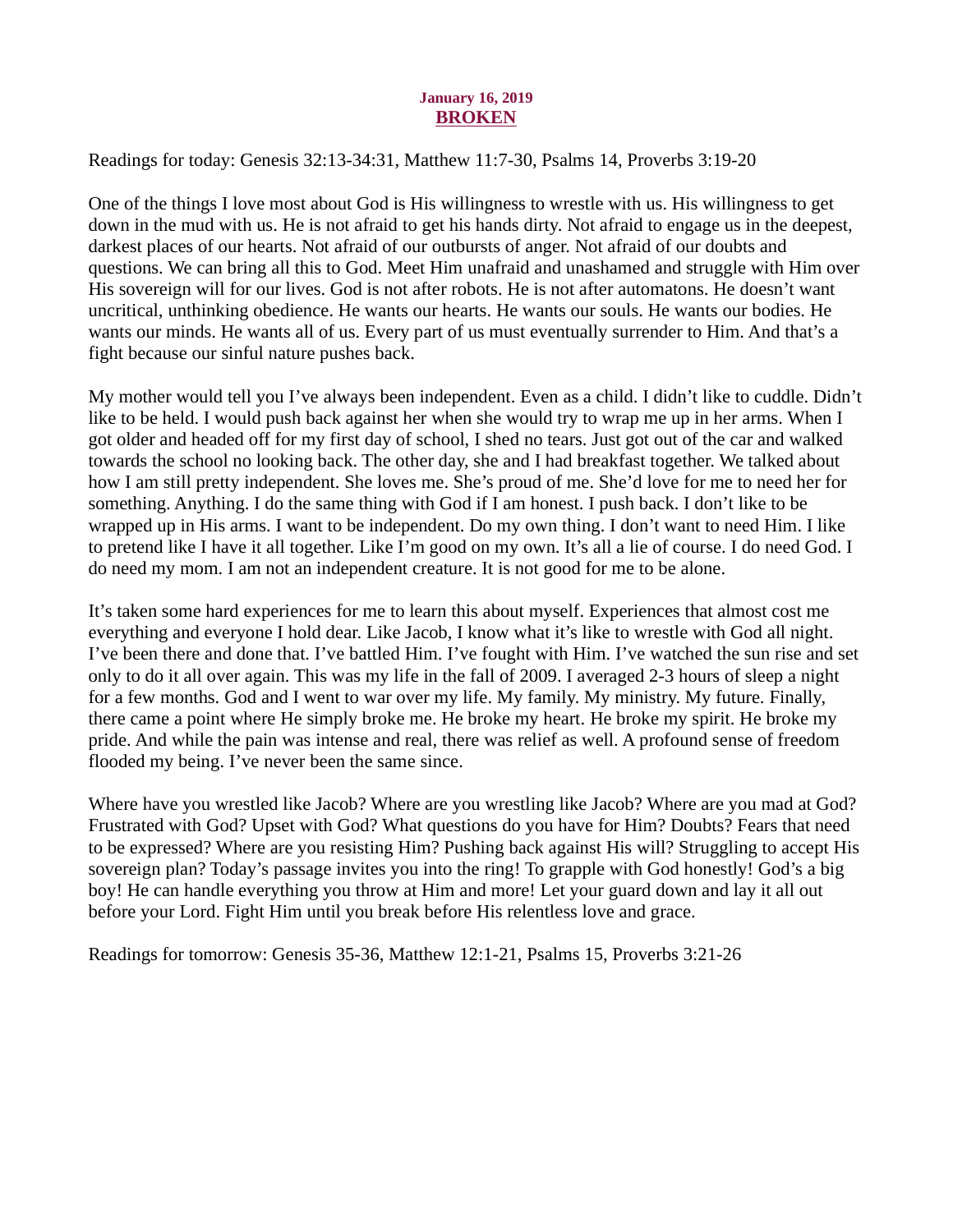**January 16, 2019**

# BROKEN

Readings for today: Genesis 32:13-34:31, Matthew 11:7-30, Psalms 14, Proverbs 3:19-20

One of the things I love most about God is His willingness to wrestle with us. His willingness to get down in the mud with us. He is not afraid to get his hands dirty. Not afraid to engage us in the deepest, darkest places of our hearts. Not afraid of our outbursts of anger. Not afraid of our doubts and questions. We can bring all this to God. Meet Him unafraid and unashamed and struggle with Him over His sovereign will for our lives. God is not after robots. He is not after automatons. He doesn't want uncritical, unthinking obedience. He wants our hearts. He wants our souls. He wants our bodies. He wants our minds. He wants all of us. Every part of us must eventually surrender to Him. And that's a fight because our sinful nature pushes back.

My mother would tell you I've always been independent. Even as a child. I didn't like to cuddle. Didn't like to be held. I would push back against her when she would try to wrap me up in her arms. When I got older and headed off for my first day of school, I shed no tears. Just got out of the car and walked towards the school no looking back. The other day, she and I had breakfast together. We talked about how I am still pretty independent. She loves me. She's proud of me. She'd love for me to need her for something. Anything. I do the same thing with God if I am honest. I push back. I don't like to be wrapped up in His arms. I want to be independent. Do my own thing. I don't want to need Him. I like to pretend like I have it all together. Like I'm good on my own. It's all a lie of course. I do need God. I do need my mom. I am not an independent creature. It is not good for me to be alone.

It's taken some hard experiences for me to learn this about myself. Experiences that almost cost me everything and everyone I hold dear. Like Jacob, I know what it's like to wrestle with God all night. I've been there and done that. I've battled Him. I've fought with Him. I've watched the sun rise and set only to do it all over again. This was my life in the fall of 2009. I averaged 2-3 hours of sleep a night for a few months. God and I went to war over my life. My family. My ministry. My future. Finally, there came a point where He simply broke me. He broke my heart. He broke my spirit. He broke my pride. And while the pain was intense and real, there was relief as well. A profound sense of freedom flooded my being. I've never been the same since.

Where have you wrestled like Jacob? Where are you wrestling like Jacob? Where are you mad at God? Frustrated with God? Upset with God? What questions do you have for Him? Doubts? Fears that need to be expressed? Where are you resisting Him? Pushing back against His will? Struggling to accept His sovereign plan? Today's passage invites you into the ring! To grapple with God honestly! God's a big boy! He can handle everything you throw at Him and more! Let your guard down and lay it all out before your Lord. Fight Him until you break before His relentless love and grace.

Readings for tomorrow: Genesis 35-36, Matthew 12:1-21, Psalms 15, Proverbs 3:21-26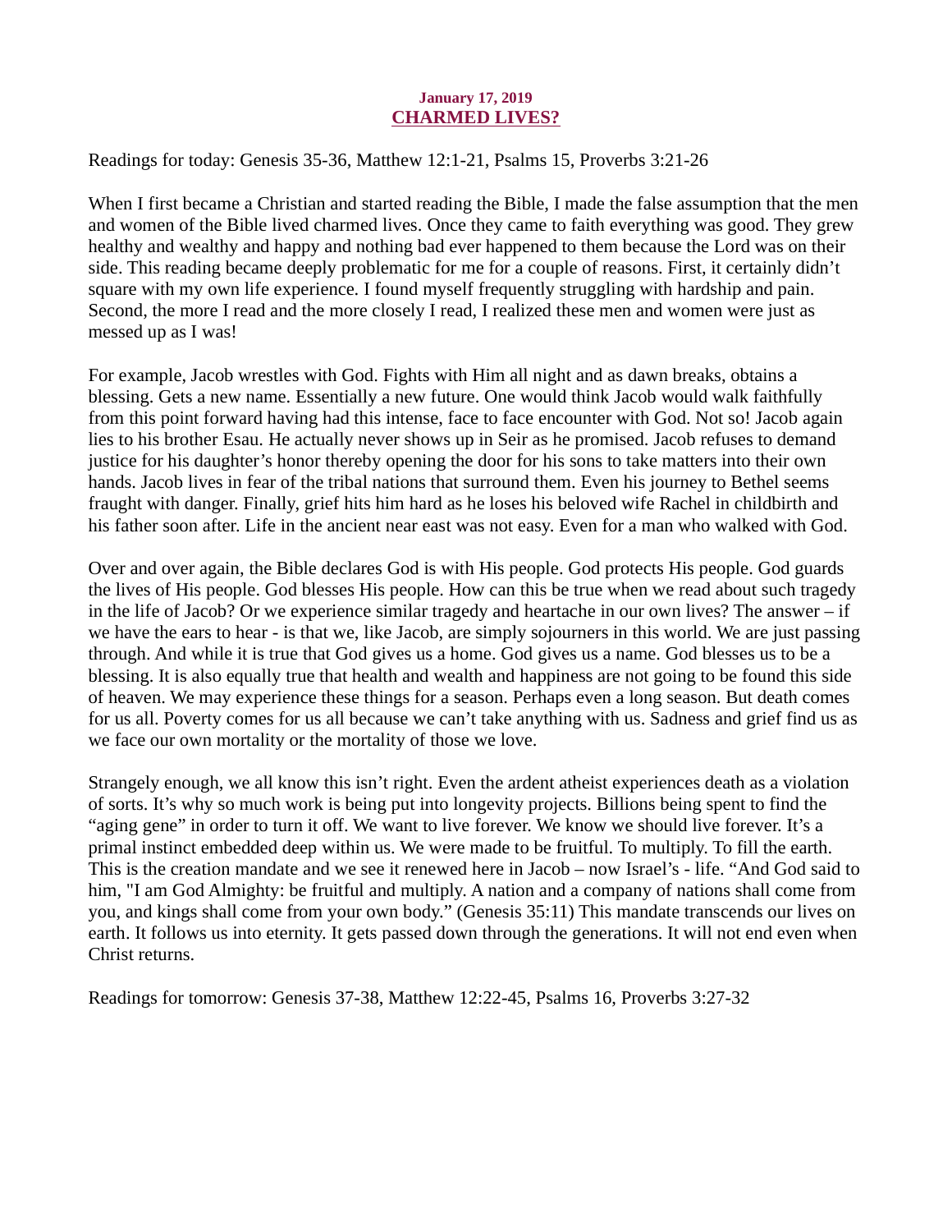**January 17, 2019**

## CHARMED LIVES?

Readings for today: Genesis 35-36, Matthew 12:1-21, Psalms 15, Proverbs 3:21-26

When I first became a Christian and started reading the Bible, I made the false assumption that the men and women of the Bible lived charmed lives. Once they came to faith everything was good. They grew healthy and wealthy and happy and nothing bad ever happened to them because the Lord was on their side. This reading became deeply problematic for me for a couple of reasons. First, it certainly didn't square with my own life experience. I found myself frequently struggling with hardship and pain. Second, the more I read and the more closely I read, I realized these men and women were just as messed up as I was!

For example, Jacob wrestles with God. Fights with Him all night and as dawn breaks, obtains a blessing. Gets a new name. Essentially a new future. One would think Jacob would walk faithfully from this point forward having had this intense, face to face encounter with God. Not so! Jacob again lies to his brother Esau. He actually never shows up in Seir as he promised. Jacob refuses to demand justice for his daughter's honor thereby opening the door for his sons to take matters into their own hands. Jacob lives in fear of the tribal nations that surround them. Even his journey to Bethel seems fraught with danger. Finally, grief hits him hard as he loses his beloved wife Rachel in childbirth and his father soon after. Life in the ancient near east was not easy. Even for a man who walked with God.

Over and over again, the Bible declares God is with His people. God protects His people. God guards the lives of His people. God blesses His people. How can this be true when we read about such tragedy in the life of Jacob? Or we experience similar tragedy and heartache in our own lives? The answer – if we have the ears to hear - is that we, like Jacob, are simply sojourners in this world. We are just passing through. And while it is true that God gives us a home. God gives us a name. God blesses us to be a blessing. It is also equally true that health and wealth and happiness are not going to be found this side of heaven. We may experience these things for a season. Perhaps even a long season. But death comes for us all. Poverty comes for us all because we can't take anything with us. Sadness and grief find us as we face our own mortality or the mortality of those we love.

Strangely enough, we all know this isn't right. Even the ardent atheist experiences death as a violation of sorts. It's why so much work is being put into longevity projects. Billions being spent to find the "aging gene" in order to turn it off. We want to live forever. We know we should live forever. It's a primal instinct embedded deep within us. We were made to be fruitful. To multiply. To fill the earth. This is the creation mandate and we see it renewed here in Jacob – now Israel's - life. "And God said to him, "I am God Almighty: be fruitful and multiply. A nation and a company of nations shall come from you, and kings shall come from your own body." (Genesis 35:11) This mandate transcends our lives on earth. It follows us into eternity. It gets passed down through the generations. It will not end even when Christ returns.

Readings for tomorrow: Genesis 37-38, Matthew 12:22-45, Psalms 16, Proverbs 3:27-32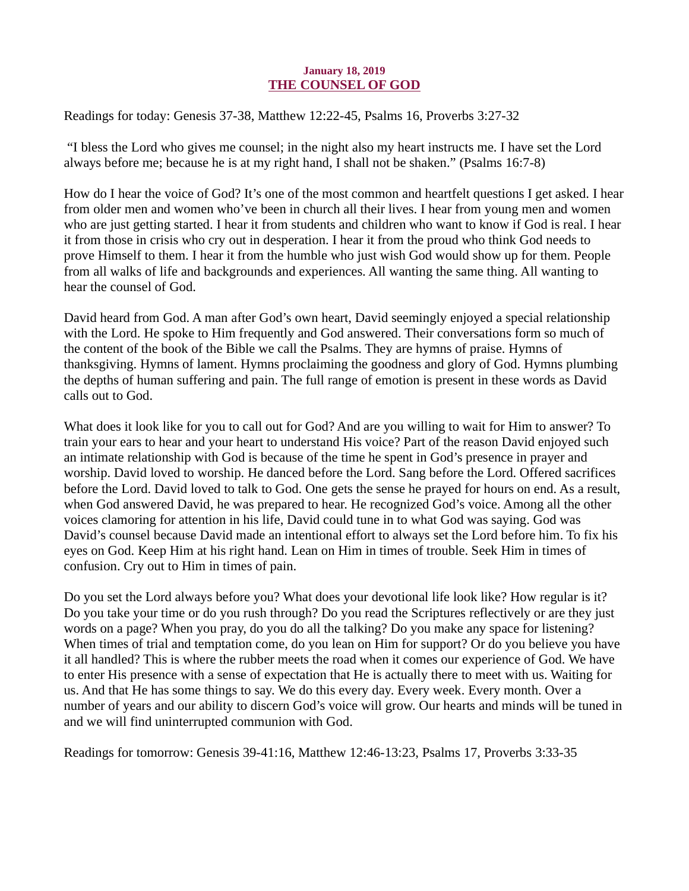**January 18, 2019**

# THE COUNSEL OF GOD

Readings for today: Genesis 37-38, Matthew 12:22-45, Psalms 16, Proverbs 3:27-32

"I bless the Lord who gives me counsel; in the night also my heart instructs me. I have set the Lord always before me; because he is at my right hand, I shall not be shaken." (Psalms 16:7-8)

How do I hear the voice of God? It's one of the most common and heartfelt questions I get asked. I hear from older men and women who've been in church all their lives. I hear from young men and women who are just getting started. I hear it from students and children who want to know if God is real. I hear it from those in crisis who cry out in desperation. I hear it from the proud who think God needs to prove Himself to them. I hear it from the humble who just wish God would show up for them. People from all walks of life and backgrounds and experiences. All wanting the same thing. All wanting to hear the counsel of God.

David heard from God. A man after God's own heart, David seemingly enjoyed a special relationship with the Lord. He spoke to Him frequently and God answered. Their conversations form so much of the content of the book of the Bible we call the Psalms. They are hymns of praise. Hymns of thanksgiving. Hymns of lament. Hymns proclaiming the goodness and glory of God. Hymns plumbing the depths of human suffering and pain. The full range of emotion is present in these words as David calls out to God.

What does it look like for you to call out for God? And are you willing to wait for Him to answer? To train your ears to hear and your heart to understand His voice? Part of the reason David enjoyed such an intimate relationship with God is because of the time he spent in God's presence in prayer and worship. David loved to worship. He danced before the Lord. Sang before the Lord. Offered sacrifices before the Lord. David loved to talk to God. One gets the sense he prayed for hours on end. As a result, when God answered David, he was prepared to hear. He recognized God's voice. Among all the other voices clamoring for attention in his life, David could tune in to what God was saying. God was David's counsel because David made an intentional effort to always set the Lord before him. To fix his eyes on God. Keep Him at his right hand. Lean on Him in times of trouble. Seek Him in times of confusion. Cry out to Him in times of pain.

Do you set the Lord always before you? What does your devotional life look like? How regular is it? Do you take your time or do you rush through? Do you read the Scriptures reflectively or are they just words on a page? When you pray, do you do all the talking? Do you make any space for listening? When times of trial and temptation come, do you lean on Him for support? Or do you believe you have it all handled? This is where the rubber meets the road when it comes our experience of God. We have to enter His presence with a sense of expectation that He is actually there to meet with us. Waiting for us. And that He has some things to say. We do this every day. Every week. Every month. Over a number of years and our ability to discern God's voice will grow. Our hearts and minds will be tuned in and we will find uninterrupted communion with God.

Readings for tomorrow: Genesis 39-41:16, Matthew 12:46-13:23, Psalms 17, Proverbs 3:33-35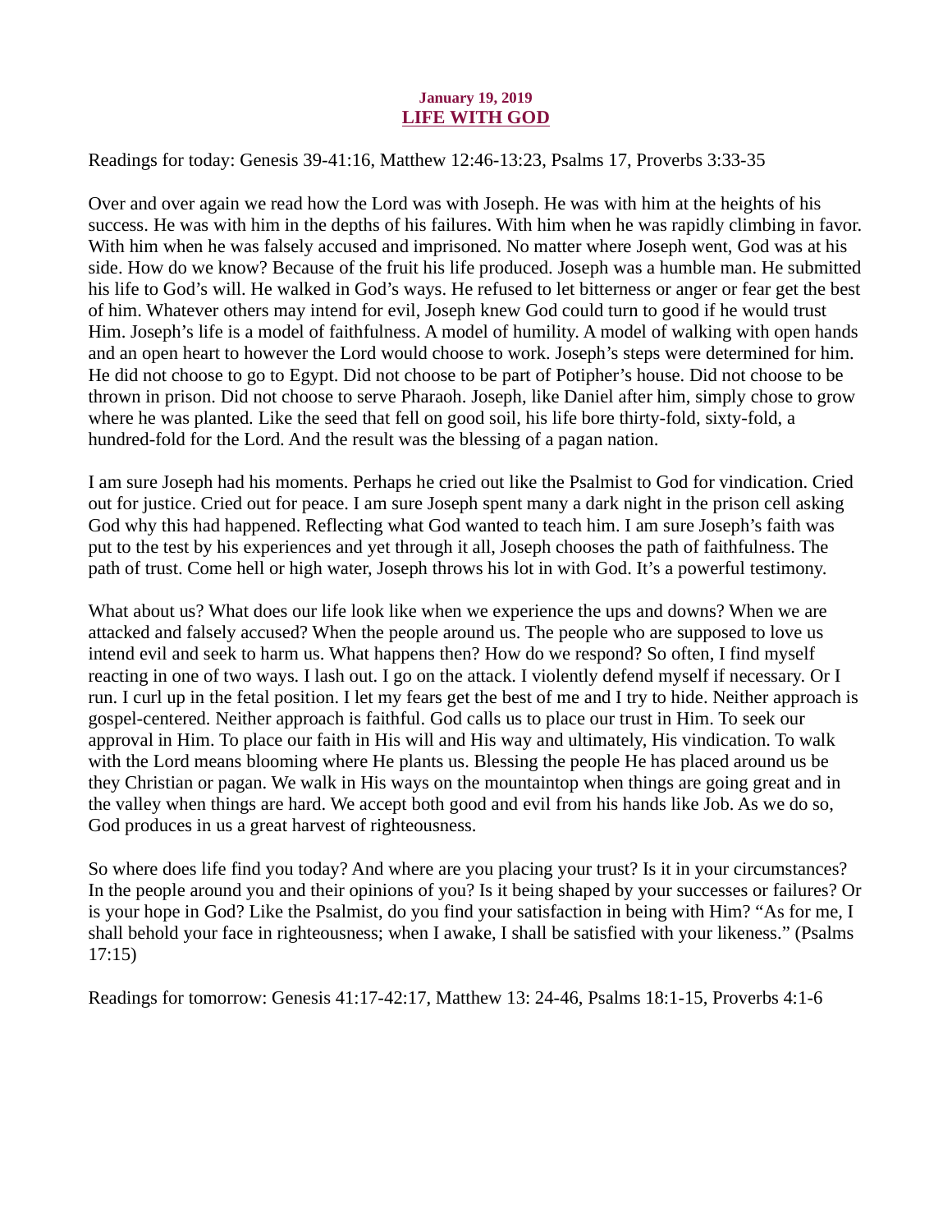**January 19, 2019**

# LIFE WITH GOD

Readings for today: Genesis 39-41:16, Matthew 12:46-13:23, Psalms 17, Proverbs 3:33-35

Over and over again we read how the Lord was with Joseph. He was with him at the heights of his success. He was with him in the depths of his failures. With him when he was rapidly climbing in favor. With him when he was falsely accused and imprisoned. No matter where Joseph went, God was at his side. How do we know? Because of the fruit his life produced. Joseph was a humble man. He submitted his life to God's will. He walked in God's ways. He refused to let bitterness or anger or fear get the best of him. Whatever others may intend for evil, Joseph knew God could turn to good if he would trust Him. Joseph's life is a model of faithfulness. A model of humility. A model of walking with open hands and an open heart to however the Lord would choose to work. Joseph's steps were determined for him. He did not choose to go to Egypt. Did not choose to be part of Potipher's house. Did not choose to be thrown in prison. Did not choose to serve Pharaoh. Joseph, like Daniel after him, simply chose to grow where he was planted. Like the seed that fell on good soil, his life bore thirty-fold, sixty-fold, a hundred-fold for the Lord. And the result was the blessing of a pagan nation.

I am sure Joseph had his moments. Perhaps he cried out like the Psalmist to God for vindication. Cried out for justice. Cried out for peace. I am sure Joseph spent many a dark night in the prison cell asking God why this had happened. Reflecting what God wanted to teach him. I am sure Joseph's faith was put to the test by his experiences and yet through it all, Joseph chooses the path of faithfulness. The path of trust. Come hell or high water, Joseph throws his lot in with God. It's a powerful testimony.

What about us? What does our life look like when we experience the ups and downs? When we are attacked and falsely accused? When the people around us. The people who are supposed to love us intend evil and seek to harm us. What happens then? How do we respond? So often, I find myself reacting in one of two ways. I lash out. I go on the attack. I violently defend myself if necessary. Or I run. I curl up in the fetal position. I let my fears get the best of me and I try to hide. Neither approach is gospel-centered. Neither approach is faithful. God calls us to place our trust in Him. To seek our approval in Him. To place our faith in His will and His way and ultimately, His vindication. To walk with the Lord means blooming where He plants us. Blessing the people He has placed around us be they Christian or pagan. We walk in His ways on the mountaintop when things are going great and in the valley when things are hard. We accept both good and evil from his hands like Job. As we do so, God produces in us a great harvest of righteousness.

So where does life find you today? And where are you placing your trust? Is it in your circumstances? In the people around you and their opinions of you? Is it being shaped by your successes or failures? Or is your hope in God? Like the Psalmist, do you find your satisfaction in being with Him? "As for me, I shall behold your face in righteousness; when I awake, I shall be satisfied with your likeness." (Psalms 17:15)

Readings for tomorrow: Genesis 41:17-42:17, Matthew 13: 24-46, Psalms 18:1-15, Proverbs 4:1-6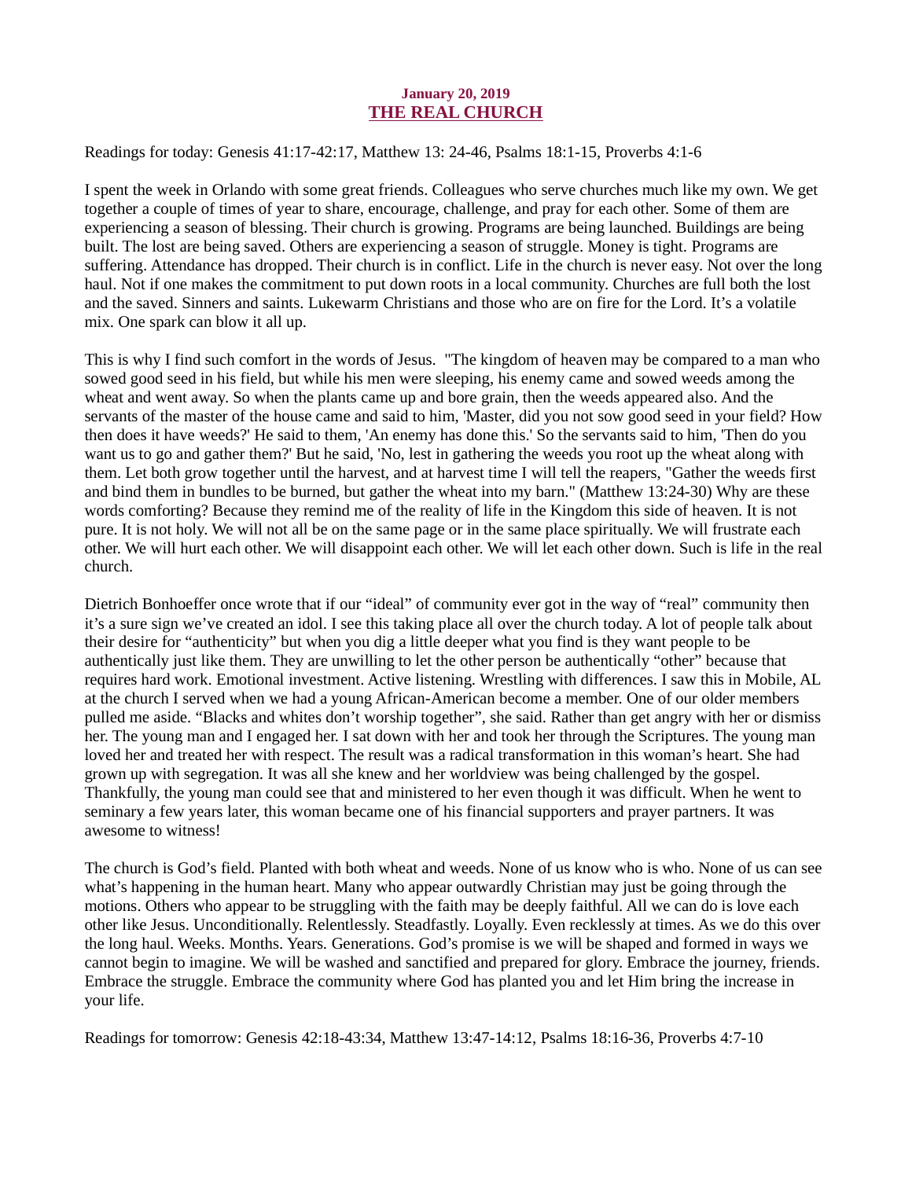**January 20, 2019**

## THE REAL CHURCH

Readings for today: Genesis 41:17-42:17, Matthew 13: 24-46, Psalms 18:1-15, Proverbs 4:1-6

I spent the week in Orlando with some great friends. Colleagues who serve churches much like my own. We get together a couple of times of year to share, encourage, challenge, and pray for each other. Some of them are experiencing a season of blessing. Their church is growing. Programs are being launched. Buildings are being built. The lost are being saved. Others are experiencing a season of struggle. Money is tight. Programs are suffering. Attendance has dropped. Their church is in conflict. Life in the church is never easy. Not over the long haul. Not if one makes the commitment to put down roots in a local community. Churches are full both the lost and the saved. Sinners and saints. Lukewarm Christians and those who are on fire for the Lord. It's a volatile mix. One spark can blow it all up.

This is why I find such comfort in the words of Jesus. "The kingdom of heaven may be compared to a man who sowed good seed in his field, but while his men were sleeping, his enemy came and sowed weeds among the wheat and went away. So when the plants came up and bore grain, then the weeds appeared also. And the servants of the master of the house came and said to him, 'Master, did you not sow good seed in your field? How then does it have weeds?' He said to them, 'An enemy has done this.' So the servants said to him, 'Then do you want us to go and gather them?' But he said, 'No, lest in gathering the weeds you root up the wheat along with them. Let both grow together until the harvest, and at harvest time I will tell the reapers, "Gather the weeds first and bind them in bundles to be burned, but gather the wheat into my barn." (Matthew 13:24-30) Why are these words comforting? Because they remind me of the reality of life in the Kingdom this side of heaven. It is not pure. It is not holy. We will not all be on the same page or in the same place spiritually. We will frustrate each other. We will hurt each other. We will disappoint each other. We will let each other down. Such is life in the real church.

Dietrich Bonhoeffer once wrote that if our "ideal" of community ever got in the way of "real" community then it's a sure sign we've created an idol. I see this taking place all over the church today. A lot of people talk about their desire for "authenticity" but when you dig a little deeper what you find is they want people to be authentically just like them. They are unwilling to let the other person be authentically "other" because that requires hard work. Emotional investment. Active listening. Wrestling with differences. I saw this in Mobile, AL at the church I served when we had a young African-American become a member. One of our older members pulled me aside. "Blacks and whites don't worship together", she said. Rather than get angry with her or dismiss her. The young man and I engaged her. I sat down with her and took her through the Scriptures. The young man loved her and treated her with respect. The result was a radical transformation in this woman's heart. She had grown up with segregation. It was all she knew and her worldview was being challenged by the gospel. Thankfully, the young man could see that and ministered to her even though it was difficult. When he went to seminary a few years later, this woman became one of his financial supporters and prayer partners. It was awesome to witness!

The church is God's field. Planted with both wheat and weeds. None of us know who is who. None of us can see what's happening in the human heart. Many who appear outwardly Christian may just be going through the motions. Others who appear to be struggling with the faith may be deeply faithful. All we can do is love each other like Jesus. Unconditionally. Relentlessly. Steadfastly. Loyally. Even recklessly at times. As we do this over the long haul. Weeks. Months. Years. Generations. God's promise is we will be shaped and formed in ways we cannot begin to imagine. We will be washed and sanctified and prepared for glory. Embrace the journey, friends. Embrace the struggle. Embrace the community where God has planted you and let Him bring the increase in your life.

Readings for tomorrow: Genesis 42:18-43:34, Matthew 13:47-14:12, Psalms 18:16-36, Proverbs 4:7-10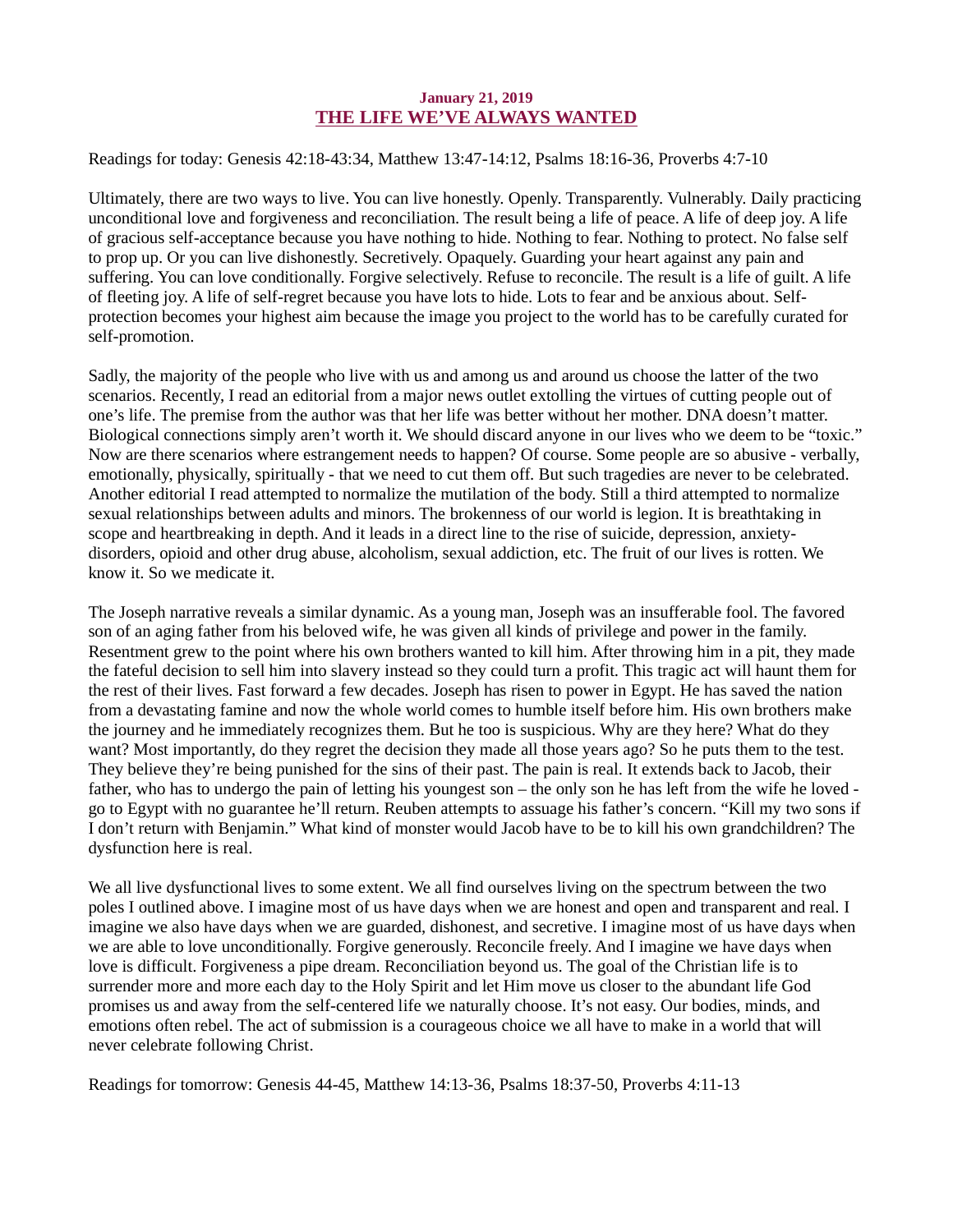**January 21, 2019**

## THE LIFE WE'VE ALWAYS WANTED

Readings for today: Genesis 42:18-43:34, Matthew 13:47-14:12, Psalms 18:16-36, Proverbs 4:7-10

Ultimately, there are two ways to live. You can live honestly. Openly. Transparently. Vulnerably. Daily practicing unconditional love and forgiveness and reconciliation. The result being a life of peace. A life of deep joy. A life of gracious self-acceptance because you have nothing to hide. Nothing to fear. Nothing to protect. No false self to prop up. Or you can live dishonestly. Secretively. Opaquely. Guarding your heart against any pain and suffering. You can love conditionally. Forgive selectively. Refuse to reconcile. The result is a life of guilt. A life of fleeting joy. A life of self-regret because you have lots to hide. Lots to fear and be anxious about. Self-protection becomes your highest aim because the image you project to the world has to be carefully curated for self-promotion.

Sadly, the majority of the people who live with us and among us and around us choose the latter of the two scenarios. Recently, I read an editorial from a major news outlet extolling the virtues of cutting people out of one's life. The premise from the author was that her life was better without her mother. DNA doesn't matter. Biological connections simply aren't worth it. We should discard anyone in our lives who we deem to be "toxic." Now are there scenarios where estrangement needs to happen? Of course. Some people are so abusive - verbally, emotionally, physically, spiritually - that we need to cut them off. But such tragedies are never to be celebrated. Another editorial I read attempted to normalize the mutilation of the body. Still a third attempted to normalize sexual relationships between adults and minors. The brokenness of our world is legion. It is breathtaking in scope and heartbreaking in depth. And it leads in a direct line to the rise of suicide, depression, anxiety-disorders, opioid and other drug abuse, alcoholism, sexual addiction, etc. The fruit of our lives is rotten. We know it. So we medicate it.

The Joseph narrative reveals a similar dynamic. As a young man, Joseph was an insufferable fool. The favored son of an aging father from his beloved wife, he was given all kinds of privilege and power in the family. Resentment grew to the point where his own brothers wanted to kill him. After throwing him in a pit, they made the fateful decision to sell him into slavery instead so they could turn a profit. This tragic act will haunt them for the rest of their lives. Fast forward a few decades. Joseph has risen to power in Egypt. He has saved the nation from a devastating famine and now the whole world comes to humble itself before him. His own brothers make the journey and he immediately recognizes them. But he too is suspicious. Why are they here? What do they want? Most importantly, do they regret the decision they made all those years ago? So he puts them to the test. They believe they're being punished for the sins of their past. The pain is real. It extends back to Jacob, their father, who has to undergo the pain of letting his youngest son – the only son he has left from the wife he loved - go to Egypt with no guarantee he'll return. Reuben attempts to assuage his father's concern. "Kill my two sons if I don't return with Benjamin." What kind of monster would Jacob have to be to kill his own grandchildren? The dysfunction here is real.

We all live dysfunctional lives to some extent. We all find ourselves living on the spectrum between the two poles I outlined above. I imagine most of us have days when we are honest and open and transparent and real. I imagine we also have days when we are guarded, dishonest, and secretive. I imagine most of us have days when we are able to love unconditionally. Forgive generously. Reconcile freely. And I imagine we have days when love is difficult. Forgiveness a pipe dream. Reconciliation beyond us. The goal of the Christian life is to surrender more and more each day to the Holy Spirit and let Him move us closer to the abundant life God promises us and away from the self-centered life we naturally choose. It's not easy. Our bodies, minds, and emotions often rebel. The act of submission is a courageous choice we all have to make in a world that will never celebrate following Christ.

Readings for tomorrow: Genesis 44-45, Matthew 14:13-36, Psalms 18:37-50, Proverbs 4:11-13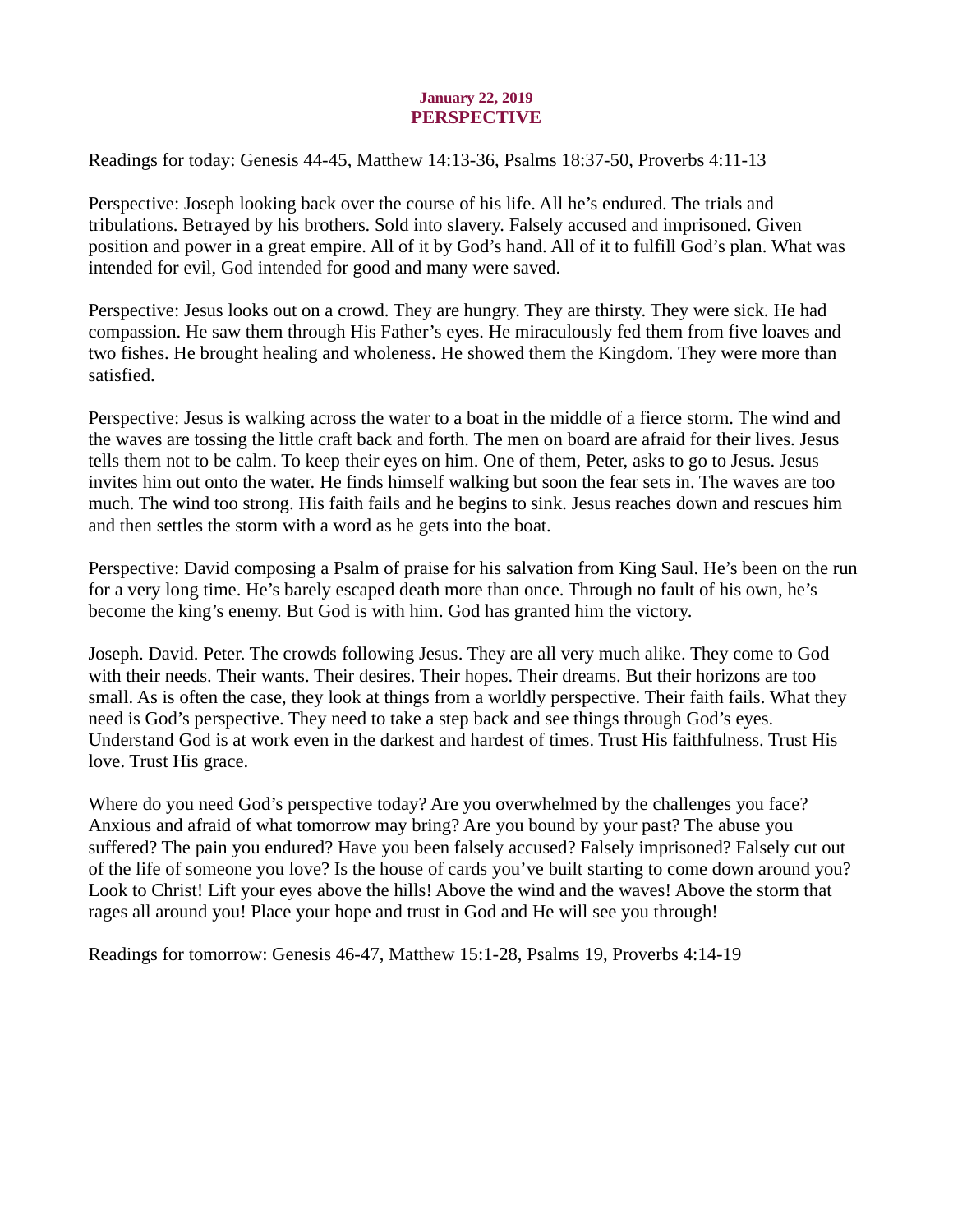**January 22, 2019**

## PERSPECTIVE

Readings for today: Genesis 44-45, Matthew 14:13-36, Psalms 18:37-50, Proverbs 4:11-13

Perspective: Joseph looking back over the course of his life. All he's endured. The trials and tribulations. Betrayed by his brothers. Sold into slavery. Falsely accused and imprisoned. Given position and power in a great empire. All of it by God's hand. All of it to fulfill God's plan. What was intended for evil, God intended for good and many were saved.

Perspective: Jesus looks out on a crowd. They are hungry. They are thirsty. They were sick. He had compassion. He saw them through His Father's eyes. He miraculously fed them from five loaves and two fishes. He brought healing and wholeness. He showed them the Kingdom. They were more than satisfied.

Perspective: Jesus is walking across the water to a boat in the middle of a fierce storm. The wind and the waves are tossing the little craft back and forth. The men on board are afraid for their lives. Jesus tells them not to be calm. To keep their eyes on him. One of them, Peter, asks to go to Jesus. Jesus invites him out onto the water. He finds himself walking but soon the fear sets in. The waves are too much. The wind too strong. His faith fails and he begins to sink. Jesus reaches down and rescues him and then settles the storm with a word as he gets into the boat.

Perspective: David composing a Psalm of praise for his salvation from King Saul. He's been on the run for a very long time. He's barely escaped death more than once. Through no fault of his own, he's become the king's enemy. But God is with him. God has granted him the victory.

Joseph. David. Peter. The crowds following Jesus. They are all very much alike. They come to God with their needs. Their wants. Their desires. Their hopes. Their dreams. But their horizons are too small. As is often the case, they look at things from a worldly perspective. Their faith fails. What they need is God's perspective. They need to take a step back and see things through God's eyes. Understand God is at work even in the darkest and hardest of times. Trust His faithfulness. Trust His love. Trust His grace.

Where do you need God's perspective today? Are you overwhelmed by the challenges you face? Anxious and afraid of what tomorrow may bring? Are you bound by your past? The abuse you suffered? The pain you endured? Have you been falsely accused? Falsely imprisoned? Falsely cut out of the life of someone you love? Is the house of cards you've built starting to come down around you? Look to Christ! Lift your eyes above the hills! Above the wind and the waves! Above the storm that rages all around you! Place your hope and trust in God and He will see you through!

Readings for tomorrow: Genesis 46-47, Matthew 15:1-28, Psalms 19, Proverbs 4:14-19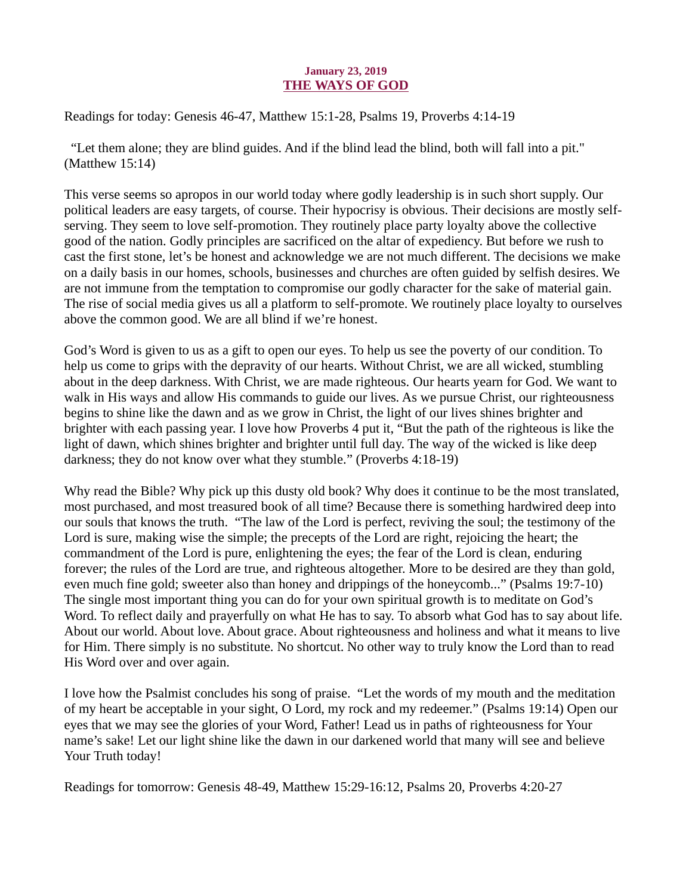**January 23, 2019**

## THE WAYS OF GOD

Readings for today: Genesis 46-47, Matthew 15:1-28, Psalms 19, Proverbs 4:14-19

"Let them alone; they are blind guides. And if the blind lead the blind, both will fall into a pit." (Matthew 15:14)

This verse seems so apropos in our world today where godly leadership is in such short supply. Our political leaders are easy targets, of course. Their hypocrisy is obvious. Their decisions are mostly self-serving. They seem to love self-promotion. They routinely place party loyalty above the collective good of the nation. Godly principles are sacrificed on the altar of expediency. But before we rush to cast the first stone, let's be honest and acknowledge we are not much different. The decisions we make on a daily basis in our homes, schools, businesses and churches are often guided by selfish desires. We are not immune from the temptation to compromise our godly character for the sake of material gain. The rise of social media gives us all a platform to self-promote. We routinely place loyalty to ourselves above the common good. We are all blind if we're honest.

God's Word is given to us as a gift to open our eyes. To help us see the poverty of our condition. To help us come to grips with the depravity of our hearts. Without Christ, we are all wicked, stumbling about in the deep darkness. With Christ, we are made righteous. Our hearts yearn for God. We want to walk in His ways and allow His commands to guide our lives. As we pursue Christ, our righteousness begins to shine like the dawn and as we grow in Christ, the light of our lives shines brighter and brighter with each passing year. I love how Proverbs 4 put it, "But the path of the righteous is like the light of dawn, which shines brighter and brighter until full day. The way of the wicked is like deep darkness; they do not know over what they stumble." (Proverbs 4:18-19)

Why read the Bible? Why pick up this dusty old book? Why does it continue to be the most translated, most purchased, and most treasured book of all time? Because there is something hardwired deep into our souls that knows the truth. "The law of the Lord is perfect, reviving the soul; the testimony of the Lord is sure, making wise the simple; the precepts of the Lord are right, rejoicing the heart; the commandment of the Lord is pure, enlightening the eyes; the fear of the Lord is clean, enduring forever; the rules of the Lord are true, and righteous altogether. More to be desired are they than gold, even much fine gold; sweeter also than honey and drippings of the honeycomb..." (Psalms 19:7-10) The single most important thing you can do for your own spiritual growth is to meditate on God's Word. To reflect daily and prayerfully on what He has to say. To absorb what God has to say about life. About our world. About love. About grace. About righteousness and holiness and what it means to live for Him. There simply is no substitute. No shortcut. No other way to truly know the Lord than to read His Word over and over again.

I love how the Psalmist concludes his song of praise. "Let the words of my mouth and the meditation of my heart be acceptable in your sight, O Lord, my rock and my redeemer." (Psalms 19:14) Open our eyes that we may see the glories of your Word, Father! Lead us in paths of righteousness for Your name's sake! Let our light shine like the dawn in our darkened world that many will see and believe Your Truth today!

Readings for tomorrow: Genesis 48-49, Matthew 15:29-16:12, Psalms 20, Proverbs 4:20-27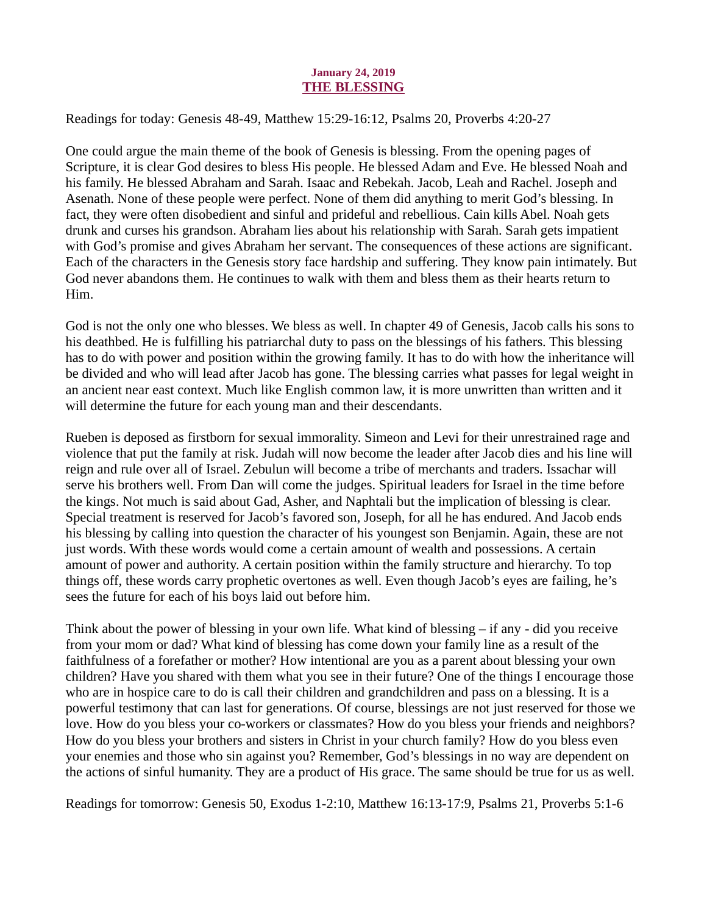**January 24, 2019**

## THE BLESSING

Readings for today: Genesis 48-49, Matthew 15:29-16:12, Psalms 20, Proverbs 4:20-27

One could argue the main theme of the book of Genesis is blessing. From the opening pages of Scripture, it is clear God desires to bless His people. He blessed Adam and Eve. He blessed Noah and his family. He blessed Abraham and Sarah. Isaac and Rebekah. Jacob, Leah and Rachel. Joseph and Asenath. None of these people were perfect. None of them did anything to merit God's blessing. In fact, they were often disobedient and sinful and prideful and rebellious. Cain kills Abel. Noah gets drunk and curses his grandson. Abraham lies about his relationship with Sarah. Sarah gets impatient with God's promise and gives Abraham her servant. The consequences of these actions are significant. Each of the characters in the Genesis story face hardship and suffering. They know pain intimately. But God never abandons them. He continues to walk with them and bless them as their hearts return to Him.

God is not the only one who blesses. We bless as well. In chapter 49 of Genesis, Jacob calls his sons to his deathbed. He is fulfilling his patriarchal duty to pass on the blessings of his fathers. This blessing has to do with power and position within the growing family. It has to do with how the inheritance will be divided and who will lead after Jacob has gone. The blessing carries what passes for legal weight in an ancient near east context. Much like English common law, it is more unwritten than written and it will determine the future for each young man and their descendants.

Rueben is deposed as firstborn for sexual immorality. Simeon and Levi for their unrestrained rage and violence that put the family at risk. Judah will now become the leader after Jacob dies and his line will reign and rule over all of Israel. Zebulun will become a tribe of merchants and traders. Issachar will serve his brothers well. From Dan will come the judges. Spiritual leaders for Israel in the time before the kings. Not much is said about Gad, Asher, and Naphtali but the implication of blessing is clear. Special treatment is reserved for Jacob's favored son, Joseph, for all he has endured. And Jacob ends his blessing by calling into question the character of his youngest son Benjamin. Again, these are not just words. With these words would come a certain amount of wealth and possessions. A certain amount of power and authority. A certain position within the family structure and hierarchy. To top things off, these words carry prophetic overtones as well. Even though Jacob's eyes are failing, he's sees the future for each of his boys laid out before him.

Think about the power of blessing in your own life. What kind of blessing – if any - did you receive from your mom or dad? What kind of blessing has come down your family line as a result of the faithfulness of a forefather or mother? How intentional are you as a parent about blessing your own children? Have you shared with them what you see in their future? One of the things I encourage those who are in hospice care to do is call their children and grandchildren and pass on a blessing. It is a powerful testimony that can last for generations. Of course, blessings are not just reserved for those we love. How do you bless your co-workers or classmates? How do you bless your friends and neighbors? How do you bless your brothers and sisters in Christ in your church family? How do you bless even your enemies and those who sin against you? Remember, God's blessings in no way are dependent on the actions of sinful humanity. They are a product of His grace. The same should be true for us as well.

Readings for tomorrow: Genesis 50, Exodus 1-2:10, Matthew 16:13-17:9, Psalms 21, Proverbs 5:1-6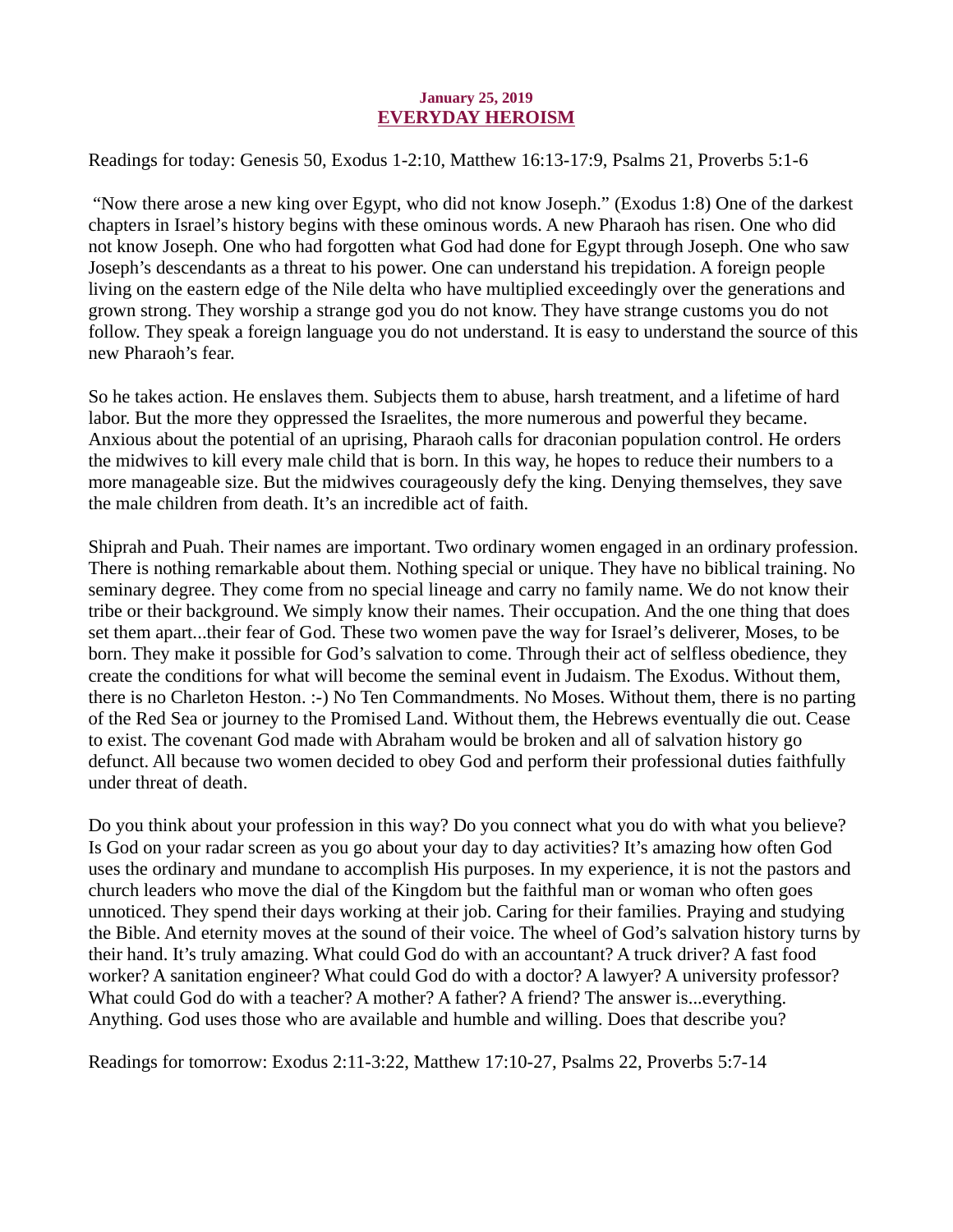**January 25, 2019**

# EVERYDAY HEROISM

Readings for today: Genesis 50, Exodus 1-2:10, Matthew 16:13-17:9, Psalms 21, Proverbs 5:1-6

"Now there arose a new king over Egypt, who did not know Joseph." (Exodus 1:8) One of the darkest chapters in Israel's history begins with these ominous words. A new Pharaoh has risen. One who did not know Joseph. One who had forgotten what God had done for Egypt through Joseph. One who saw Joseph's descendants as a threat to his power. One can understand his trepidation. A foreign people living on the eastern edge of the Nile delta who have multiplied exceedingly over the generations and grown strong. They worship a strange god you do not know. They have strange customs you do not follow. They speak a foreign language you do not understand. It is easy to understand the source of this new Pharaoh's fear.

So he takes action. He enslaves them. Subjects them to abuse, harsh treatment, and a lifetime of hard labor. But the more they oppressed the Israelites, the more numerous and powerful they became. Anxious about the potential of an uprising, Pharaoh calls for draconian population control. He orders the midwives to kill every male child that is born. In this way, he hopes to reduce their numbers to a more manageable size. But the midwives courageously defy the king. Denying themselves, they save the male children from death. It's an incredible act of faith.

Shiprah and Puah. Their names are important. Two ordinary women engaged in an ordinary profession. There is nothing remarkable about them. Nothing special or unique. They have no biblical training. No seminary degree. They come from no special lineage and carry no family name. We do not know their tribe or their background. We simply know their names. Their occupation. And the one thing that does set them apart...their fear of God. These two women pave the way for Israel's deliverer, Moses, to be born. They make it possible for God's salvation to come. Through their act of selfless obedience, they create the conditions for what will become the seminal event in Judaism. The Exodus. Without them, there is no Charleton Heston. :-) No Ten Commandments. No Moses. Without them, there is no parting of the Red Sea or journey to the Promised Land. Without them, the Hebrews eventually die out. Cease to exist. The covenant God made with Abraham would be broken and all of salvation history go defunct. All because two women decided to obey God and perform their professional duties faithfully under threat of death.

Do you think about your profession in this way? Do you connect what you do with what you believe? Is God on your radar screen as you go about your day to day activities? It's amazing how often God uses the ordinary and mundane to accomplish His purposes. In my experience, it is not the pastors and church leaders who move the dial of the Kingdom but the faithful man or woman who often goes unnoticed. They spend their days working at their job. Caring for their families. Praying and studying the Bible. And eternity moves at the sound of their voice. The wheel of God's salvation history turns by their hand. It's truly amazing. What could God do with an accountant? A truck driver? A fast food worker? A sanitation engineer? What could God do with a doctor? A lawyer? A university professor? What could God do with a teacher? A mother? A father? A friend? The answer is...everything. Anything. God uses those who are available and humble and willing. Does that describe you?

Readings for tomorrow: Exodus 2:11-3:22, Matthew 17:10-27, Psalms 22, Proverbs 5:7-14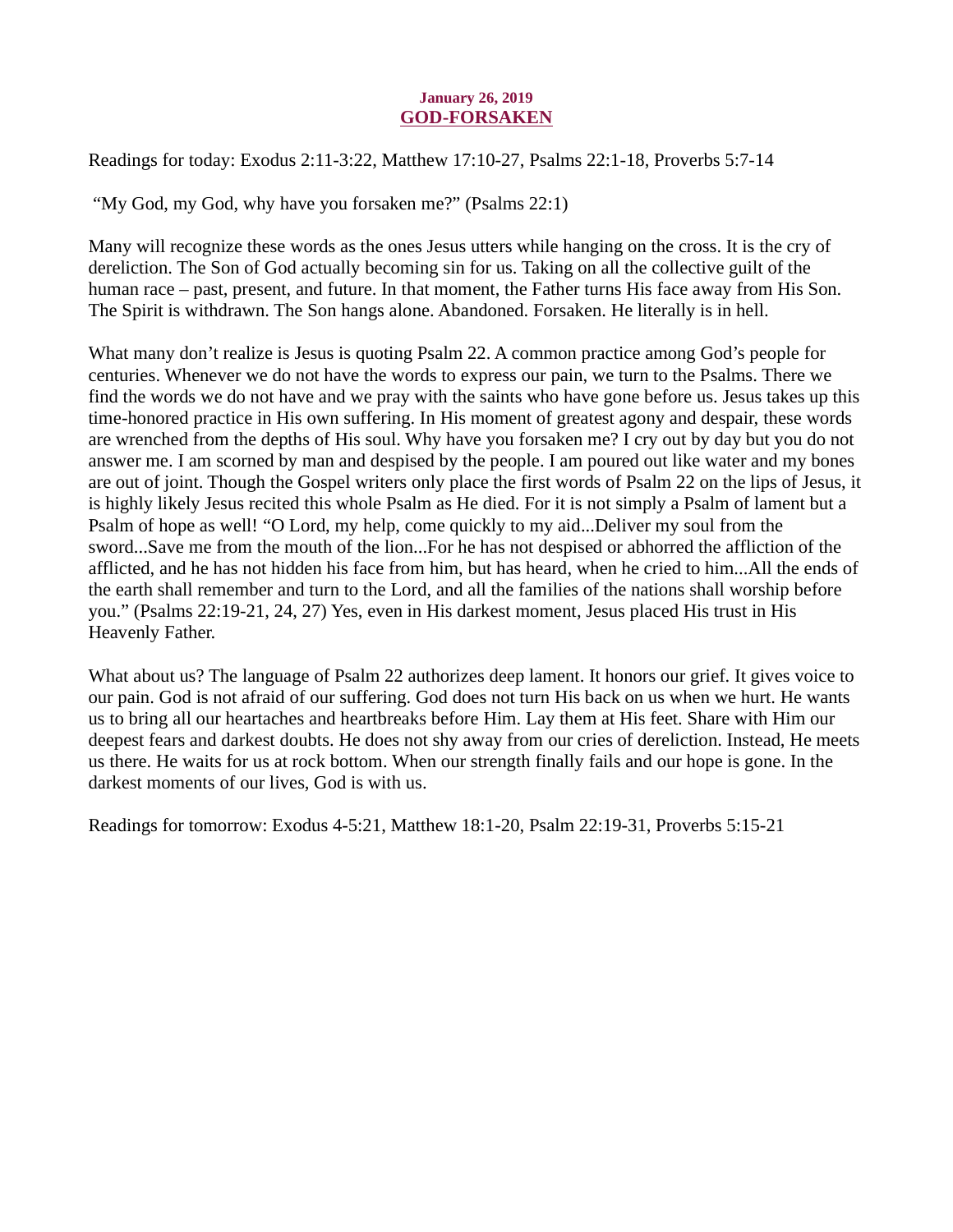**January 26, 2019**

# GOD-FORSAKEN

Readings for today: Exodus 2:11-3:22, Matthew 17:10-27, Psalms 22:1-18, Proverbs 5:7-14

"My God, my God, why have you forsaken me?" (Psalms 22:1)

Many will recognize these words as the ones Jesus utters while hanging on the cross. It is the cry of dereliction. The Son of God actually becoming sin for us. Taking on all the collective guilt of the human race – past, present, and future. In that moment, the Father turns His face away from His Son. The Spirit is withdrawn. The Son hangs alone. Abandoned. Forsaken. He literally is in hell.

What many don't realize is Jesus is quoting Psalm 22. A common practice among God's people for centuries. Whenever we do not have the words to express our pain, we turn to the Psalms. There we find the words we do not have and we pray with the saints who have gone before us. Jesus takes up this time-honored practice in His own suffering. In His moment of greatest agony and despair, these words are wrenched from the depths of His soul. Why have you forsaken me? I cry out by day but you do not answer me. I am scorned by man and despised by the people. I am poured out like water and my bones are out of joint. Though the Gospel writers only place the first words of Psalm 22 on the lips of Jesus, it is highly likely Jesus recited this whole Psalm as He died. For it is not simply a Psalm of lament but a Psalm of hope as well! "O Lord, my help, come quickly to my aid...Deliver my soul from the sword...Save me from the mouth of the lion...For he has not despised or abhorred the affliction of the afflicted, and he has not hidden his face from him, but has heard, when he cried to him...All the ends of the earth shall remember and turn to the Lord, and all the families of the nations shall worship before you." (Psalms 22:19-21, 24, 27) Yes, even in His darkest moment, Jesus placed His trust in His Heavenly Father.

What about us? The language of Psalm 22 authorizes deep lament. It honors our grief. It gives voice to our pain. God is not afraid of our suffering. God does not turn His back on us when we hurt. He wants us to bring all our heartaches and heartbreaks before Him. Lay them at His feet. Share with Him our deepest fears and darkest doubts. He does not shy away from our cries of dereliction. Instead, He meets us there. He waits for us at rock bottom. When our strength finally fails and our hope is gone. In the darkest moments of our lives, God is with us.

Readings for tomorrow: Exodus 4-5:21, Matthew 18:1-20, Psalm 22:19-31, Proverbs 5:15-21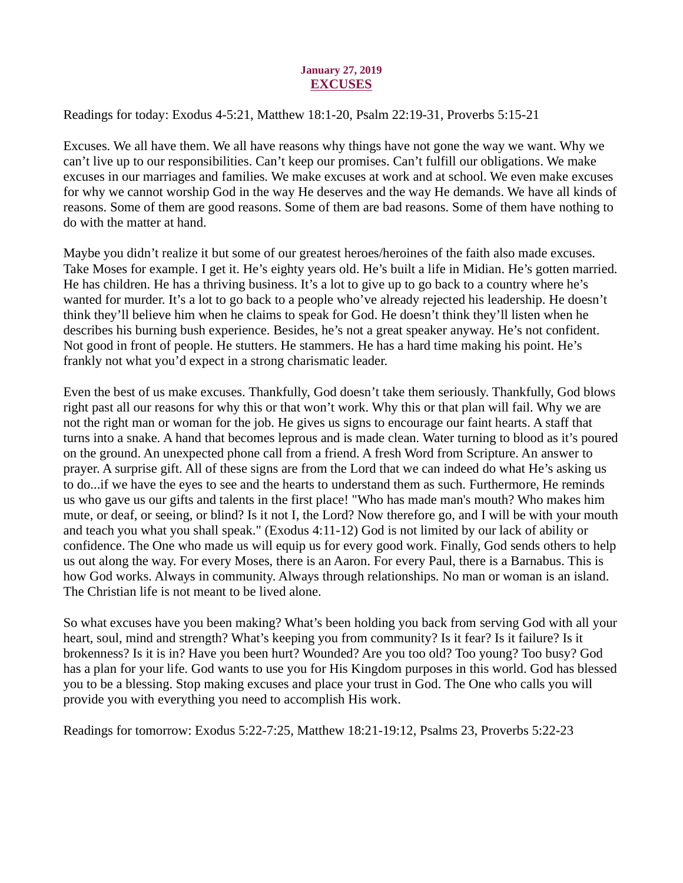**January 27, 2019**

# EXCUSES

Readings for today: Exodus 4-5:21, Matthew 18:1-20, Psalm 22:19-31, Proverbs 5:15-21

Excuses. We all have them. We all have reasons why things have not gone the way we want. Why we can't live up to our responsibilities. Can't keep our promises. Can't fulfill our obligations. We make excuses in our marriages and families. We make excuses at work and at school. We even make excuses for why we cannot worship God in the way He deserves and the way He demands. We have all kinds of reasons. Some of them are good reasons. Some of them are bad reasons. Some of them have nothing to do with the matter at hand.

Maybe you didn't realize it but some of our greatest heroes/heroines of the faith also made excuses. Take Moses for example. I get it. He's eighty years old. He's built a life in Midian. He's gotten married. He has children. He has a thriving business. It's a lot to give up to go back to a country where he's wanted for murder. It's a lot to go back to a people who've already rejected his leadership. He doesn't think they'll believe him when he claims to speak for God. He doesn't think they'll listen when he describes his burning bush experience. Besides, he's not a great speaker anyway. He's not confident. Not good in front of people. He stutters. He stammers. He has a hard time making his point. He's frankly not what you'd expect in a strong charismatic leader.

Even the best of us make excuses. Thankfully, God doesn't take them seriously. Thankfully, God blows right past all our reasons for why this or that won't work. Why this or that plan will fail. Why we are not the right man or woman for the job. He gives us signs to encourage our faint hearts. A staff that turns into a snake. A hand that becomes leprous and is made clean. Water turning to blood as it's poured on the ground. An unexpected phone call from a friend. A fresh Word from Scripture. An answer to prayer. A surprise gift. All of these signs are from the Lord that we can indeed do what He's asking us to do...if we have the eyes to see and the hearts to understand them as such. Furthermore, He reminds us who gave us our gifts and talents in the first place! "Who has made man's mouth? Who makes him mute, or deaf, or seeing, or blind? Is it not I, the Lord? Now therefore go, and I will be with your mouth and teach you what you shall speak." (Exodus 4:11-12) God is not limited by our lack of ability or confidence. The One who made us will equip us for every good work. Finally, God sends others to help us out along the way. For every Moses, there is an Aaron. For every Paul, there is a Barnabus. This is how God works. Always in community. Always through relationships. No man or woman is an island. The Christian life is not meant to be lived alone.

So what excuses have you been making? What's been holding you back from serving God with all your heart, soul, mind and strength? What's keeping you from community? Is it fear? Is it failure? Is it brokenness? Is it is in? Have you been hurt? Wounded? Are you too old? Too young? Too busy? God has a plan for your life. God wants to use you for His Kingdom purposes in this world. God has blessed you to be a blessing. Stop making excuses and place your trust in God. The One who calls you will provide you with everything you need to accomplish His work.

Readings for tomorrow: Exodus 5:22-7:25, Matthew 18:21-19:12, Psalms 23, Proverbs 5:22-23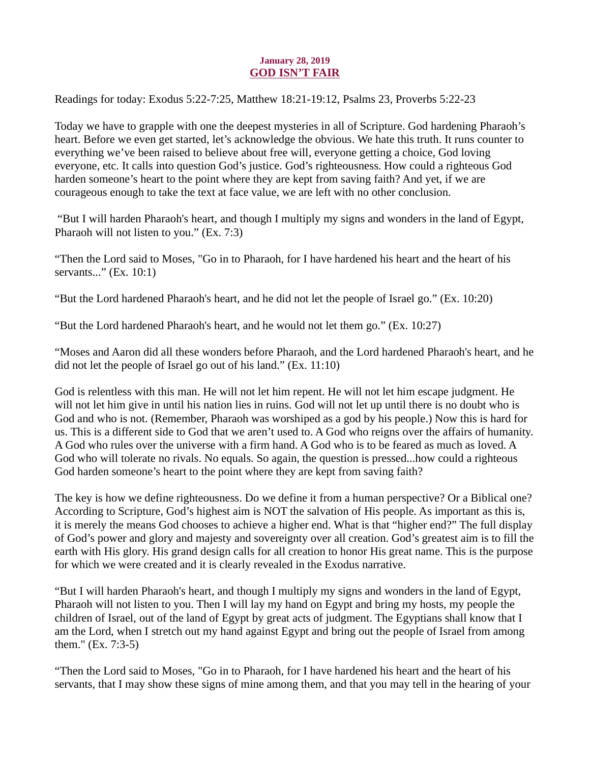**January 28, 2019**

## GOD ISN'T FAIR

Readings for today: Exodus 5:22-7:25, Matthew 18:21-19:12, Psalms 23, Proverbs 5:22-23

Today we have to grapple with one the deepest mysteries in all of Scripture. God hardening Pharaoh's heart. Before we even get started, let's acknowledge the obvious. We hate this truth. It runs counter to everything we've been raised to believe about free will, everyone getting a choice, God loving everyone, etc. It calls into question God's justice. God's righteousness. How could a righteous God harden someone's heart to the point where they are kept from saving faith? And yet, if we are courageous enough to take the text at face value, we are left with no other conclusion.

"But I will harden Pharaoh's heart, and though I multiply my signs and wonders in the land of Egypt, Pharaoh will not listen to you." (Ex. 7:3)

"Then the Lord said to Moses, "Go in to Pharaoh, for I have hardened his heart and the heart of his servants..." (Ex. 10:1)

"But the Lord hardened Pharaoh's heart, and he did not let the people of Israel go." (Ex. 10:20)

"But the Lord hardened Pharaoh's heart, and he would not let them go." (Ex. 10:27)

"Moses and Aaron did all these wonders before Pharaoh, and the Lord hardened Pharaoh's heart, and he did not let the people of Israel go out of his land." (Ex. 11:10)

God is relentless with this man. He will not let him repent. He will not let him escape judgment. He will not let him give in until his nation lies in ruins. God will not let up until there is no doubt who is God and who is not. (Remember, Pharaoh was worshiped as a god by his people.) Now this is hard for us. This is a different side to God that we aren't used to. A God who reigns over the affairs of humanity. A God who rules over the universe with a firm hand. A God who is to be feared as much as loved. A God who will tolerate no rivals. No equals. So again, the question is pressed...how could a righteous God harden someone's heart to the point where they are kept from saving faith?

The key is how we define righteousness. Do we define it from a human perspective? Or a Biblical one? According to Scripture, God's highest aim is NOT the salvation of His people. As important as this is, it is merely the means God chooses to achieve a higher end. What is that "higher end?" The full display of God's power and glory and majesty and sovereignty over all creation. God's greatest aim is to fill the earth with His glory. His grand design calls for all creation to honor His great name. This is the purpose for which we were created and it is clearly revealed in the Exodus narrative.

"But I will harden Pharaoh's heart, and though I multiply my signs and wonders in the land of Egypt, Pharaoh will not listen to you. Then I will lay my hand on Egypt and bring my hosts, my people the children of Israel, out of the land of Egypt by great acts of judgment. The Egyptians shall know that I am the Lord, when I stretch out my hand against Egypt and bring out the people of Israel from among them." (Ex. 7:3-5)

"Then the Lord said to Moses, "Go in to Pharaoh, for I have hardened his heart and the heart of his servants, that I may show these signs of mine among them, and that you may tell in the hearing of your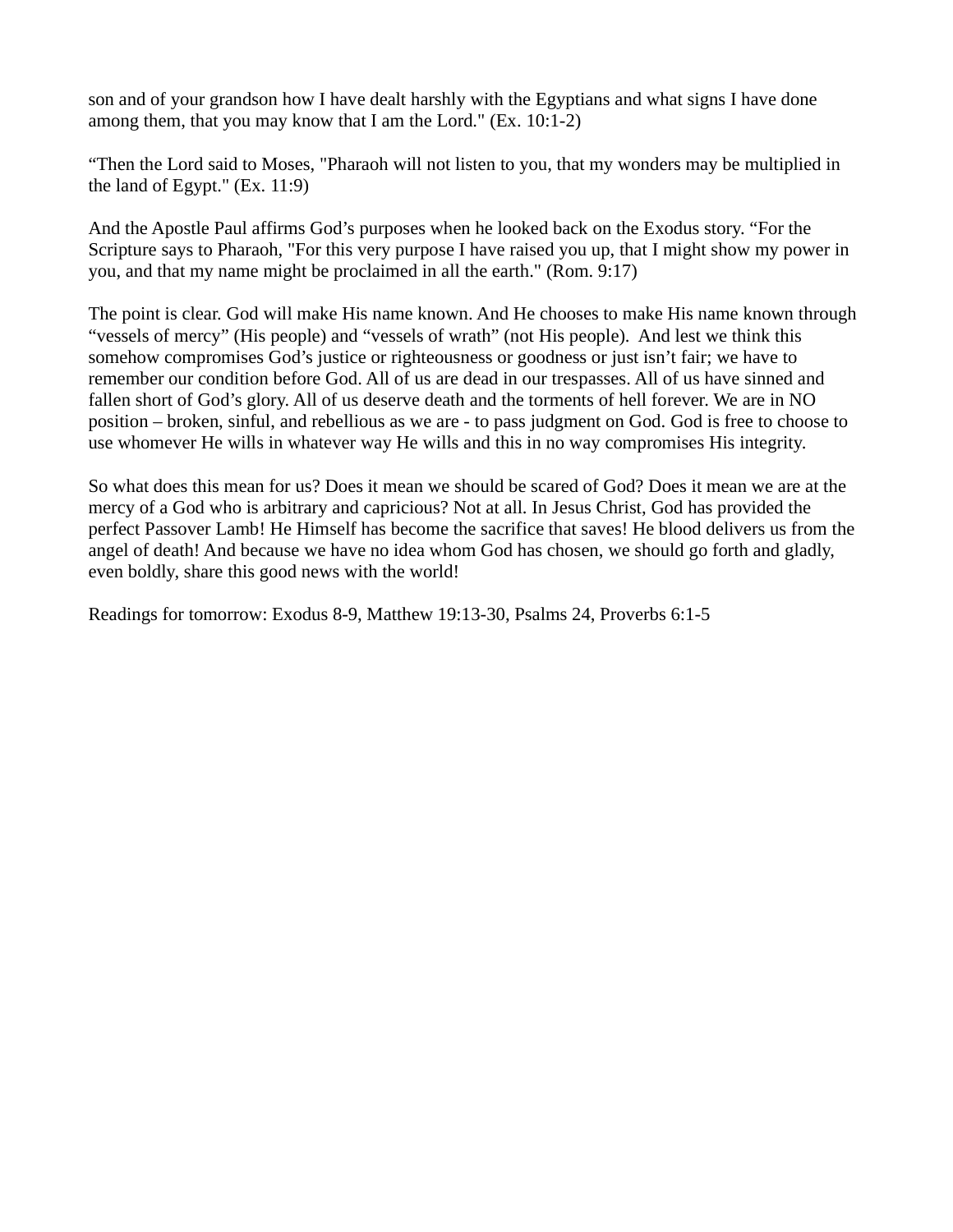son and of your grandson how I have dealt harshly with the Egyptians and what signs I have done among them, that you may know that I am the Lord." (Ex. 10:1-2)

“Then the Lord said to Moses, "Pharaoh will not listen to you, that my wonders may be multiplied in the land of Egypt." (Ex. 11:9)

And the Apostle Paul affirms God’s purposes when he looked back on the Exodus story. “For the Scripture says to Pharaoh, "For this very purpose I have raised you up, that I might show my power in you, and that my name might be proclaimed in all the earth." (Rom. 9:17)

The point is clear. God will make His name known. And He chooses to make His name known through “vessels of mercy” (His people) and “vessels of wrath” (not His people).  And lest we think this somehow compromises God’s justice or righteousness or goodness or just isn’t fair; we have to remember our condition before God. All of us are dead in our trespasses. All of us have sinned and fallen short of God’s glory. All of us deserve death and the torments of hell forever. We are in NO position – broken, sinful, and rebellious as we are - to pass judgment on God. God is free to choose to use whomever He wills in whatever way He wills and this in no way compromises His integrity.

So what does this mean for us? Does it mean we should be scared of God? Does it mean we are at the mercy of a God who is arbitrary and capricious? Not at all. In Jesus Christ, God has provided the perfect Passover Lamb! He Himself has become the sacrifice that saves! He blood delivers us from the angel of death! And because we have no idea whom God has chosen, we should go forth and gladly, even boldly, share this good news with the world!

Readings for tomorrow: Exodus 8-9, Matthew 19:13-30, Psalms 24, Proverbs 6:1-5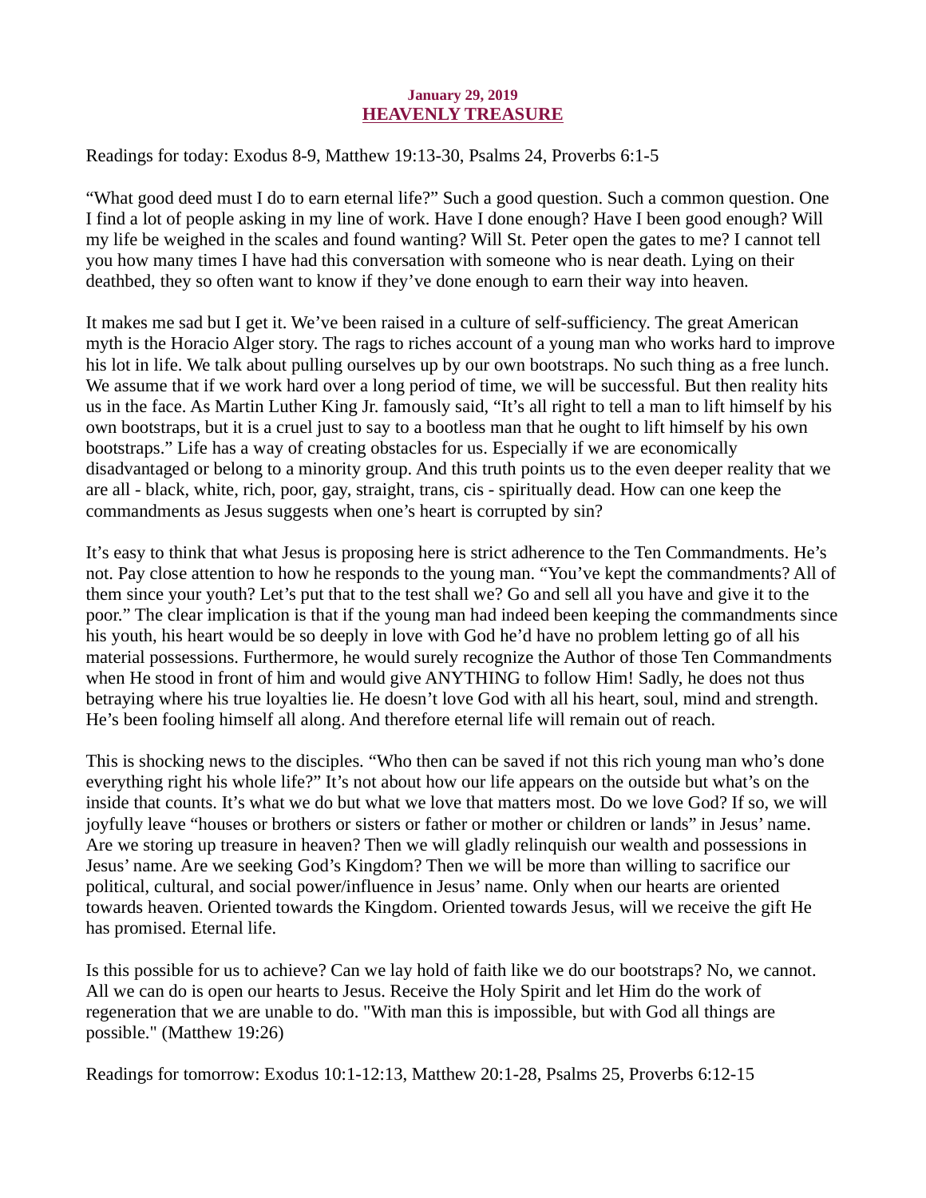**January 29, 2019**

## HEAVENLY TREASURE

Readings for today: Exodus 8-9, Matthew 19:13-30, Psalms 24, Proverbs 6:1-5

"What good deed must I do to earn eternal life?" Such a good question. Such a common question. One I find a lot of people asking in my line of work. Have I done enough? Have I been good enough? Will my life be weighed in the scales and found wanting? Will St. Peter open the gates to me? I cannot tell you how many times I have had this conversation with someone who is near death. Lying on their deathbed, they so often want to know if they've done enough to earn their way into heaven.

It makes me sad but I get it. We've been raised in a culture of self-sufficiency. The great American myth is the Horacio Alger story. The rags to riches account of a young man who works hard to improve his lot in life. We talk about pulling ourselves up by our own bootstraps. No such thing as a free lunch. We assume that if we work hard over a long period of time, we will be successful. But then reality hits us in the face. As Martin Luther King Jr. famously said, "It's all right to tell a man to lift himself by his own bootstraps, but it is a cruel just to say to a bootless man that he ought to lift himself by his own bootstraps." Life has a way of creating obstacles for us. Especially if we are economically disadvantaged or belong to a minority group. And this truth points us to the even deeper reality that we are all - black, white, rich, poor, gay, straight, trans, cis - spiritually dead. How can one keep the commandments as Jesus suggests when one's heart is corrupted by sin?

It's easy to think that what Jesus is proposing here is strict adherence to the Ten Commandments. He's not. Pay close attention to how he responds to the young man. "You've kept the commandments? All of them since your youth? Let's put that to the test shall we? Go and sell all you have and give it to the poor." The clear implication is that if the young man had indeed been keeping the commandments since his youth, his heart would be so deeply in love with God he'd have no problem letting go of all his material possessions. Furthermore, he would surely recognize the Author of those Ten Commandments when He stood in front of him and would give ANYTHING to follow Him! Sadly, he does not thus betraying where his true loyalties lie. He doesn't love God with all his heart, soul, mind and strength. He's been fooling himself all along. And therefore eternal life will remain out of reach.

This is shocking news to the disciples. "Who then can be saved if not this rich young man who's done everything right his whole life?" It's not about how our life appears on the outside but what's on the inside that counts. It's what we do but what we love that matters most. Do we love God? If so, we will joyfully leave "houses or brothers or sisters or father or mother or children or lands" in Jesus' name. Are we storing up treasure in heaven? Then we will gladly relinquish our wealth and possessions in Jesus' name. Are we seeking God's Kingdom? Then we will be more than willing to sacrifice our political, cultural, and social power/influence in Jesus' name. Only when our hearts are oriented towards heaven. Oriented towards the Kingdom. Oriented towards Jesus, will we receive the gift He has promised. Eternal life.

Is this possible for us to achieve? Can we lay hold of faith like we do our bootstraps? No, we cannot. All we can do is open our hearts to Jesus. Receive the Holy Spirit and let Him do the work of regeneration that we are unable to do. "With man this is impossible, but with God all things are possible." (Matthew 19:26)

Readings for tomorrow: Exodus 10:1-12:13, Matthew 20:1-28, Psalms 25, Proverbs 6:12-15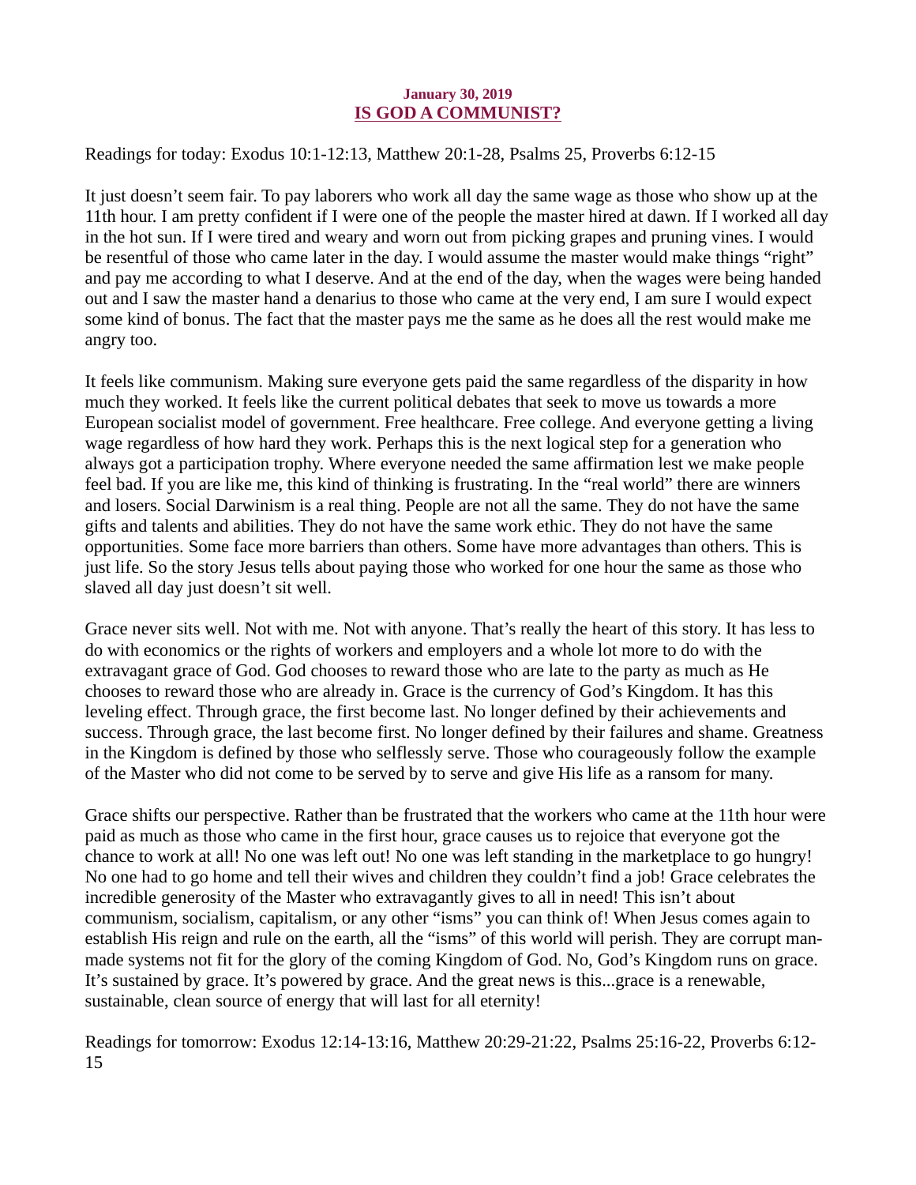**January 30, 2019**

## IS GOD A COMMUNIST?

Readings for today: Exodus 10:1-12:13, Matthew 20:1-28, Psalms 25, Proverbs 6:12-15

It just doesn't seem fair. To pay laborers who work all day the same wage as those who show up at the 11th hour. I am pretty confident if I were one of the people the master hired at dawn. If I worked all day in the hot sun. If I were tired and weary and worn out from picking grapes and pruning vines. I would be resentful of those who came later in the day. I would assume the master would make things "right" and pay me according to what I deserve. And at the end of the day, when the wages were being handed out and I saw the master hand a denarius to those who came at the very end, I am sure I would expect some kind of bonus. The fact that the master pays me the same as he does all the rest would make me angry too.

It feels like communism. Making sure everyone gets paid the same regardless of the disparity in how much they worked. It feels like the current political debates that seek to move us towards a more European socialist model of government. Free healthcare. Free college. And everyone getting a living wage regardless of how hard they work. Perhaps this is the next logical step for a generation who always got a participation trophy. Where everyone needed the same affirmation lest we make people feel bad. If you are like me, this kind of thinking is frustrating. In the "real world" there are winners and losers. Social Darwinism is a real thing. People are not all the same. They do not have the same gifts and talents and abilities. They do not have the same work ethic. They do not have the same opportunities. Some face more barriers than others. Some have more advantages than others. This is just life. So the story Jesus tells about paying those who worked for one hour the same as those who slaved all day just doesn't sit well.

Grace never sits well. Not with me. Not with anyone. That's really the heart of this story. It has less to do with economics or the rights of workers and employers and a whole lot more to do with the extravagant grace of God. God chooses to reward those who are late to the party as much as He chooses to reward those who are already in. Grace is the currency of God's Kingdom. It has this leveling effect. Through grace, the first become last. No longer defined by their achievements and success. Through grace, the last become first. No longer defined by their failures and shame. Greatness in the Kingdom is defined by those who selflessly serve. Those who courageously follow the example of the Master who did not come to be served by to serve and give His life as a ransom for many.

Grace shifts our perspective. Rather than be frustrated that the workers who came at the 11th hour were paid as much as those who came in the first hour, grace causes us to rejoice that everyone got the chance to work at all! No one was left out! No one was left standing in the marketplace to go hungry! No one had to go home and tell their wives and children they couldn't find a job! Grace celebrates the incredible generosity of the Master who extravagantly gives to all in need! This isn't about communism, socialism, capitalism, or any other "isms" you can think of! When Jesus comes again to establish His reign and rule on the earth, all the "isms" of this world will perish. They are corrupt man-made systems not fit for the glory of the coming Kingdom of God. No, God's Kingdom runs on grace. It's sustained by grace. It's powered by grace. And the great news is this...grace is a renewable, sustainable, clean source of energy that will last for all eternity!

Readings for tomorrow: Exodus 12:14-13:16, Matthew 20:29-21:22, Psalms 25:16-22, Proverbs 6:12-15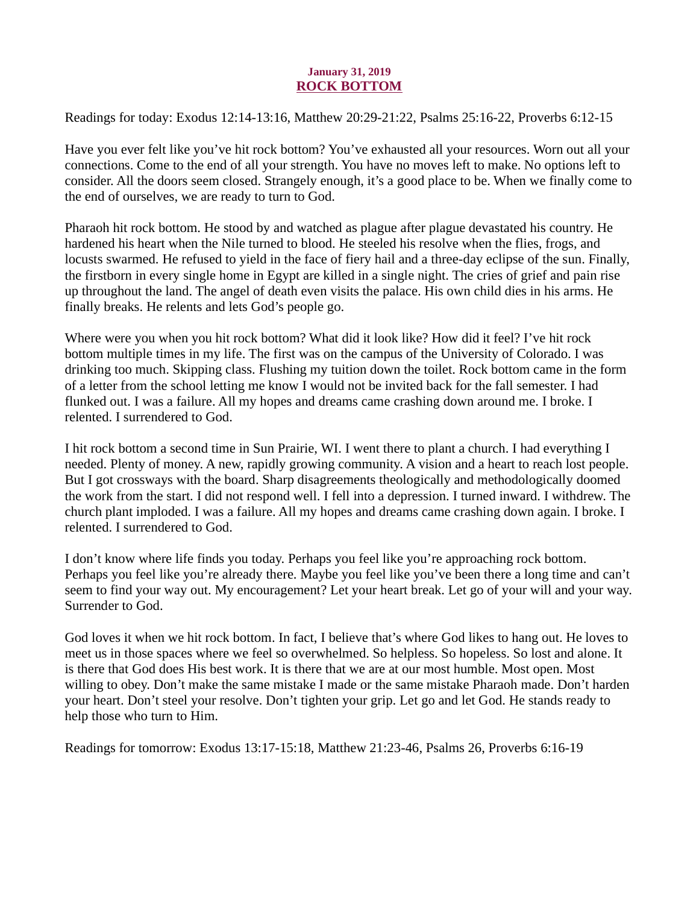**January 31, 2019**

## ROCK BOTTOM

Readings for today: Exodus 12:14-13:16, Matthew 20:29-21:22, Psalms 25:16-22, Proverbs 6:12-15

Have you ever felt like you've hit rock bottom? You've exhausted all your resources. Worn out all your connections. Come to the end of all your strength. You have no moves left to make. No options left to consider. All the doors seem closed. Strangely enough, it's a good place to be. When we finally come to the end of ourselves, we are ready to turn to God.

Pharaoh hit rock bottom. He stood by and watched as plague after plague devastated his country. He hardened his heart when the Nile turned to blood. He steeled his resolve when the flies, frogs, and locusts swarmed. He refused to yield in the face of fiery hail and a three-day eclipse of the sun. Finally, the firstborn in every single home in Egypt are killed in a single night. The cries of grief and pain rise up throughout the land. The angel of death even visits the palace. His own child dies in his arms. He finally breaks. He relents and lets God's people go.

Where were you when you hit rock bottom? What did it look like? How did it feel? I've hit rock bottom multiple times in my life. The first was on the campus of the University of Colorado. I was drinking too much. Skipping class. Flushing my tuition down the toilet. Rock bottom came in the form of a letter from the school letting me know I would not be invited back for the fall semester. I had flunked out. I was a failure. All my hopes and dreams came crashing down around me. I broke. I relented. I surrendered to God.

I hit rock bottom a second time in Sun Prairie, WI. I went there to plant a church. I had everything I needed. Plenty of money. A new, rapidly growing community. A vision and a heart to reach lost people. But I got crossways with the board. Sharp disagreements theologically and methodologically doomed the work from the start. I did not respond well. I fell into a depression. I turned inward. I withdrew. The church plant imploded. I was a failure. All my hopes and dreams came crashing down again. I broke. I relented. I surrendered to God.

I don't know where life finds you today. Perhaps you feel like you're approaching rock bottom. Perhaps you feel like you're already there. Maybe you feel like you've been there a long time and can't seem to find your way out. My encouragement? Let your heart break. Let go of your will and your way. Surrender to God.

God loves it when we hit rock bottom. In fact, I believe that's where God likes to hang out. He loves to meet us in those spaces where we feel so overwhelmed. So helpless. So hopeless. So lost and alone. It is there that God does His best work. It is there that we are at our most humble. Most open. Most willing to obey. Don't make the same mistake I made or the same mistake Pharaoh made. Don't harden your heart. Don't steel your resolve. Don't tighten your grip. Let go and let God. He stands ready to help those who turn to Him.

Readings for tomorrow: Exodus 13:17-15:18, Matthew 21:23-46, Psalms 26, Proverbs 6:16-19